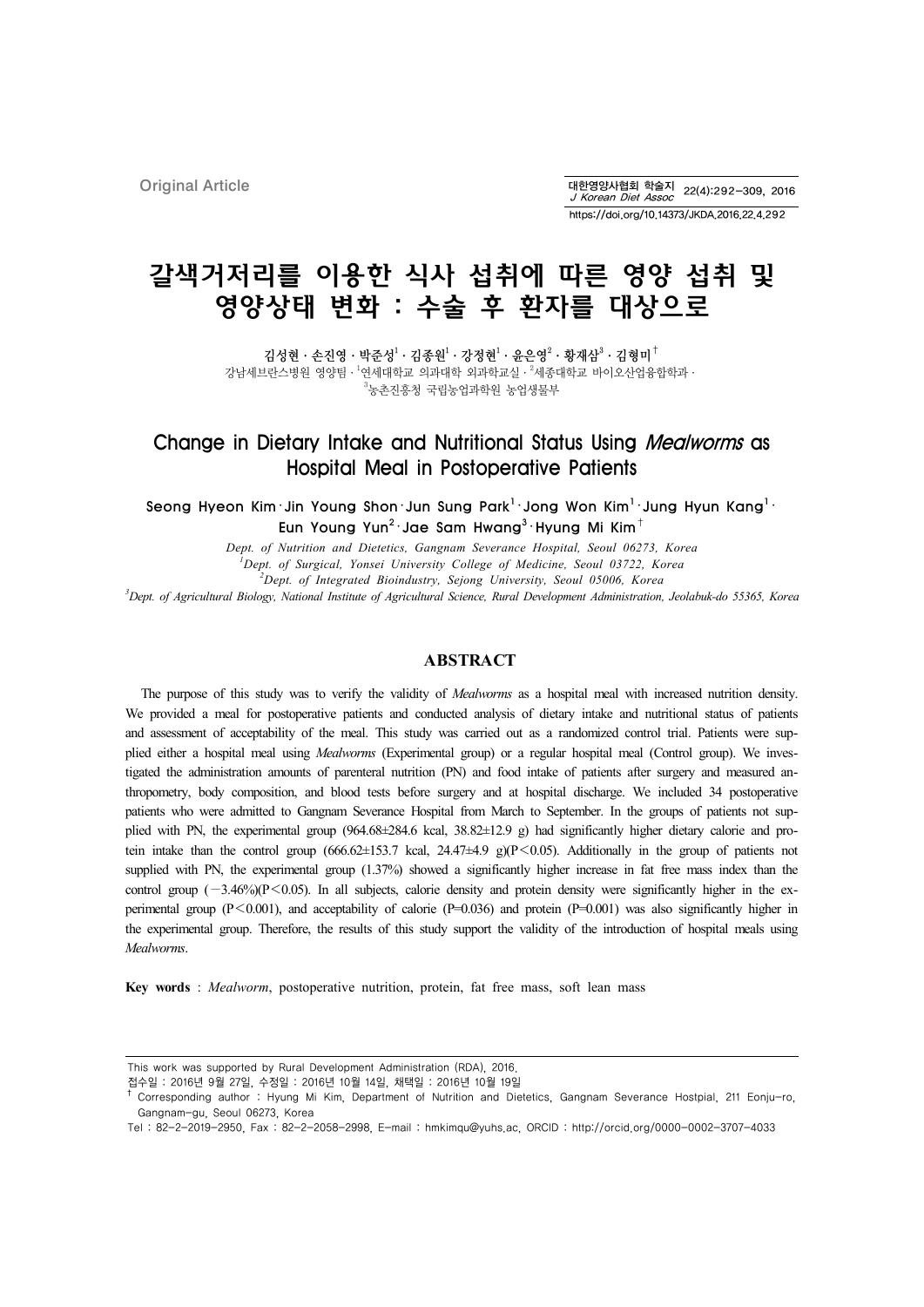Original Article

# 갈색거저리를 이용한 식사 섭취에 따른 영양 섭취 및 영양상태 변화 : 수술 후 환자를 대상으로

김성현 · 손진영 · 박준성[1] · 김종원[1] · 강정현[1] · 윤은영[2] · 황재삼[3] · 김형미[†]

강남세브란스병원 영양팀 · [1]연세대학교 의과대학 외과학교실 · [2]세종대학교 바이오산업융합학과 · [3]농촌진흥청 국립농업과학원 농업생물부

# Change in Dietary Intake and Nutritional Status Using *Mealworms* as Hospital Meal in Postoperative Patients

Seong Hyeon Kim · Jin Young Shon · Jun Sung Park[1] · Jong Won Kim[1] · Jung Hyun Kang[1] · Eun Young Yun[2] · Jae Sam Hwang[3] · Hyung Mi Kim[†]

*Dept. of Nutrition and Dietetics, Gangnam Severance Hospital, Seoul 06273, Korea*

*[1]Dept. of Surgical, Yonsei University College of Medicine, Seoul 03722, Korea*

*[2]Dept. of Integrated Bioindustry, Sejong University, Seoul 05006, Korea*

*[3]Dept. of Agricultural Biology, National Institute of Agricultural Science, Rural Development Administration, Jeolabuk-do 55365, Korea*

## ABSTRACT

The purpose of this study was to verify the validity of *Mealworms* as a hospital meal with increased nutrition density. We provided a meal for postoperative patients and conducted analysis of dietary intake and nutritional status of patients and assessment of acceptability of the meal. This study was carried out as a randomized control trial. Patients were supplied either a hospital meal using *Mealworms* (Experimental group) or a regular hospital meal (Control group). We investigated the administration amounts of parenteral nutrition (PN) and food intake of patients after surgery and measured anthropometry, body composition, and blood tests before surgery and at hospital discharge. We included 34 postoperative patients who were admitted to Gangnam Severance Hospital from March to September. In the groups of patients not supplied with PN, the experimental group (964.68±284.6 kcal, 38.82±12.9 g) had significantly higher dietary calorie and protein intake than the control group (666.62±153.7 kcal, 24.47±4.9 g)($P<0.05$). Additionally in the group of patients not supplied with PN, the experimental group (1.37%) showed a significantly higher increase in fat free mass index than the control group (−3.46%)($P<0.05$). In all subjects, calorie density and protein density were significantly higher in the experimental group ($P<0.001$), and acceptability of calorie ($P=0.036$) and protein ($P=0.001$) was also significantly higher in the experimental group. Therefore, the results of this study support the validity of the introduction of hospital meals using *Mealworms*.

**Key words** : *Mealworm*, postoperative nutrition, protein, fat free mass, soft lean mass

---

This work was supported by Rural Development Administration (RDA), 2016.

접수일 : 2016년 9월 27일, 수정일 : 2016년 10월 14일, 채택일 : 2016년 10월 19일

[†] Corresponding author : Hyung Mi Kim, Department of Nutrition and Dietetics, Gangnam Severance Hostpial, 211 Eonju-ro, Gangnam-gu, Seoul 06273, Korea

Tel : 82-2-2019-2950, Fax : 82-2-2058-2998, E-mail : hmkimqu@yuhs.ac, ORCID : http://orcid.org/0000-0002-3707-4033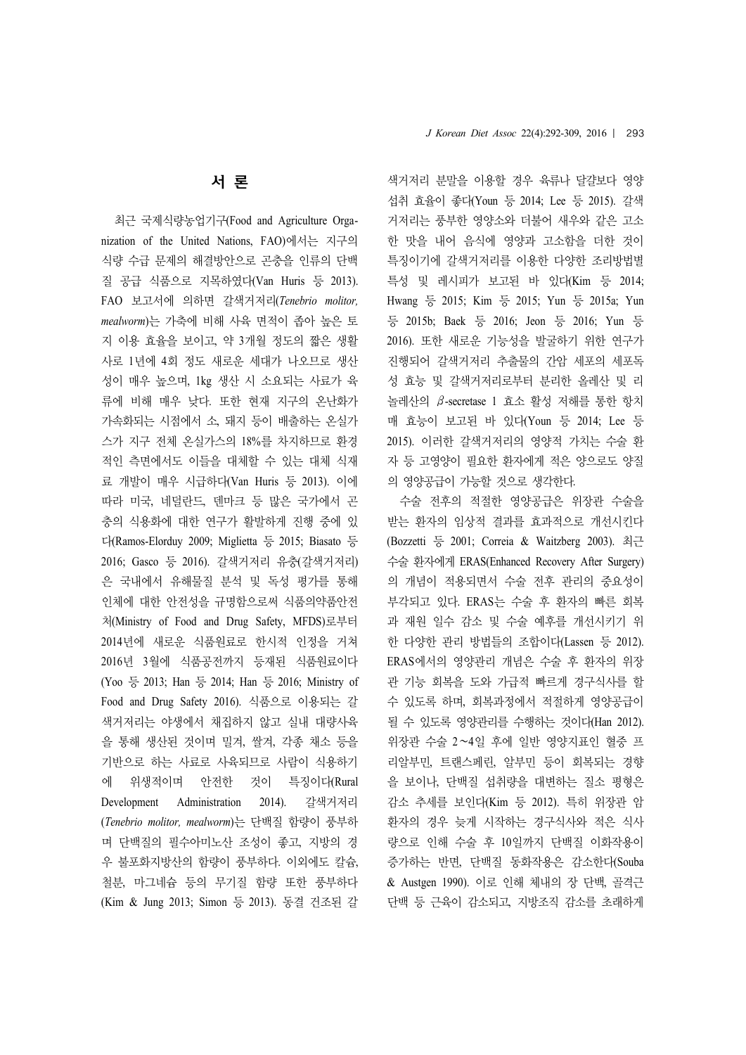## 서 론

최근 국제식량농업기구(Food and Agriculture Organization of the United Nations, FAO)에서는 지구의 식량 수급 문제의 해결방안으로 곤충을 인류의 단백질 공급 식품으로 지목하였다(Van Huris 등 2013). FAO 보고서에 의하면 갈색거저리(*Tenebrio molitor, mealworm*)는 가축에 비해 사육 면적이 좁아 높은 토지 이용 효율을 보이고, 약 3개월 정도의 짧은 생활사로 1년에 4회 정도 새로운 세대가 나오므로 생산성이 매우 높으며, 1kg 생산 시 소요되는 사료가 육류에 비해 매우 낮다. 또한 현재 지구의 온난화가 가속화되는 시점에서 소, 돼지 등이 배출하는 온실가스가 지구 전체 온실가스의 18%를 차지하므로 환경적인 측면에서도 이들을 대체할 수 있는 대체 식재료 개발이 매우 시급하다(Van Huris 등 2013). 이에 따라 미국, 네덜란드, 덴마크 등 많은 국가에서 곤충의 식용화에 대한 연구가 활발하게 진행 중에 있다(Ramos-Elorduy 2009; Miglietta 등 2015; Biasato 등 2016; Gasco 등 2016). 갈색거저리 유충(갈색거저리)은 국내에서 유해물질 분석 및 독성 평가를 통해 인체에 대한 안전성을 규명함으로써 식품의약품안전처(Ministry of Food and Drug Safety, MFDS)로부터 2014년에 새로운 식품원료로 한시적 인정을 거쳐 2016년 3월에 식품공전까지 등재된 식품원료이다(Yoo 등 2013; Han 등 2014; Han 등 2016; Ministry of Food and Drug Safety 2016). 식품으로 이용되는 갈색거저리는 야생에서 채집하지 않고 실내 대량사육을 통해 생산된 것이며 밀겨, 쌀겨, 각종 채소 등을 기반으로 하는 사료로 사육되므로 사람이 식용하기에 위생적이며 안전한 것이 특징이다(Rural Development Administration 2014). 갈색거저리(*Tenebrio molitor, mealworm*)는 단백질 함량이 풍부하며 단백질의 필수아미노산 조성이 좋고, 지방의 경우 불포화지방산의 함량이 풍부하다. 이외에도 칼슘, 철분, 마그네슘 등의 무기질 함량 또한 풍부하다(Kim & Jung 2013; Simon 등 2013). 동결 건조된 갈색거저리 분말을 이용할 경우 육류나 달걀보다 영양섭취 효율이 좋다(Youn 등 2014; Lee 등 2015). 갈색거저리는 풍부한 영양소와 더불어 새우와 같은 고소한 맛을 내어 음식에 영양과 고소함을 더한 것이 특징이기에 갈색거저리를 이용한 다양한 조리방법별 특성 및 레시피가 보고된 바 있다(Kim 등 2014; Hwang 등 2015; Kim 등 2015; Yun 등 2015a; Yun 등 2015b; Baek 등 2016; Jeon 등 2016; Yun 등 2016). 또한 새로운 기능성을 발굴하기 위한 연구가 진행되어 갈색거저리 추출물의 간암 세포의 세포독성 효능 및 갈색거저리로부터 분리한 올레산 및 리놀레산의 $\beta$-secretase 1 효소 활성 저해를 통한 항치매 효능이 보고된 바 있다(Youn 등 2014; Lee 등 2015). 이러한 갈색거저리의 영양적 가치는 수술 환자 등 고영양이 필요한 환자에게 적은 양으로도 양질의 영양공급이 가능할 것으로 생각한다.

수술 전후의 적절한 영양공급은 위장관 수술을 받는 환자의 임상적 결과를 효과적으로 개선시킨다(Bozzetti 등 2001; Correia & Waitzberg 2003). 최근 수술 환자에게 ERAS(Enhanced Recovery After Surgery)의 개념이 적용되면서 수술 전후 관리의 중요성이 부각되고 있다. ERAS는 수술 후 환자의 빠른 회복과 재원 일수 감소 및 수술 예후를 개선시키기 위한 다양한 관리 방법들의 조합이다(Lassen 등 2012). ERAS에서의 영양관리 개념은 수술 후 환자의 위장관 기능 회복을 도와 가급적 빠르게 경구식사를 할 수 있도록 하며, 회복과정에서 적절하게 영양공급이 될 수 있도록 영양관리를 수행하는 것이다(Han 2012). 위장관 수술 2∼4일 후에 일반 영양지표인 혈중 프리알부민, 트랜스페린, 알부민 등이 회복되는 경향을 보이나, 단백질 섭취량을 대변하는 질소 평형은 감소 추세를 보인다(Kim 등 2012). 특히 위장관 암 환자의 경우 늦게 시작하는 경구식사와 적은 식사량으로 인해 수술 후 10일까지 단백질 이화작용이 증가하는 반면, 단백질 동화작용은 감소한다(Souba & Austgen 1990). 이로 인해 체내의 장 단백, 골격근 단백 등 근육이 감소되고, 지방조직 감소를 초래하게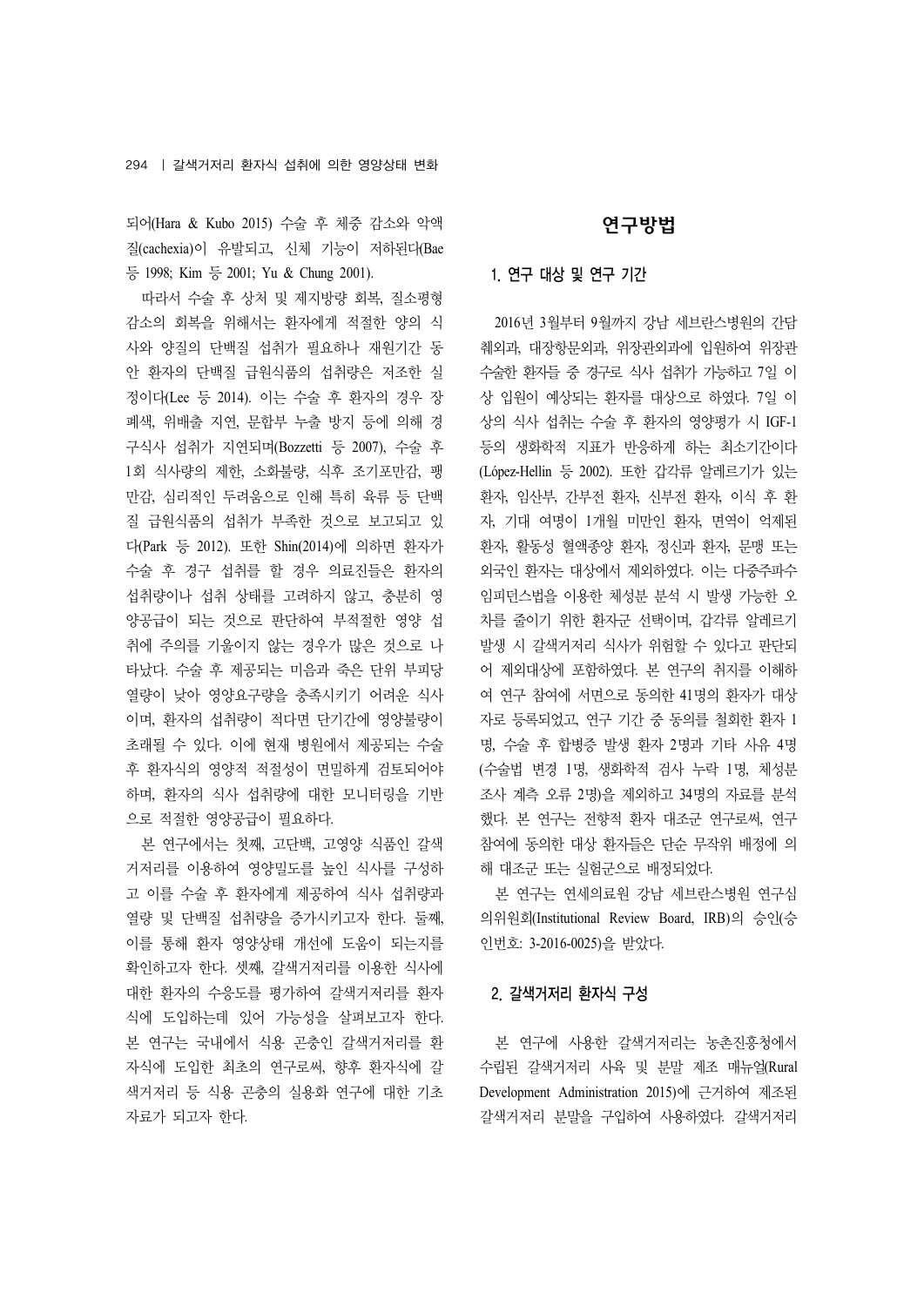되어(Hara & Kubo 2015) 수술 후 체중 감소와 악액질(cachexia)이 유발되고, 신체 기능이 저하된다(Bae 등 1998; Kim 등 2001; Yu & Chung 2001).

따라서 수술 후 상처 및 제지방량 회복, 질소평형 감소의 회복을 위해서는 환자에게 적절한 양의 식사와 양질의 단백질 섭취가 필요하나 재원기간 동안 환자의 단백질 급원식품의 섭취량은 저조한 실정이다(Lee 등 2014). 이는 수술 후 환자의 경우 장폐색, 위배출 지연, 문합부 누출 방지 등에 의해 경구식사 섭취가 지연되며(Bozzetti 등 2007), 수술 후 1회 식사량의 제한, 소화불량, 식후 조기포만감, 팽만감, 심리적인 두려움으로 인해 특히 육류 등 단백질 급원식품의 섭취가 부족한 것으로 보고되고 있다(Park 등 2012). 또한 Shin(2014)에 의하면 환자가 수술 후 경구 섭취를 할 경우 의료진들은 환자의 섭취량이나 섭취 상태를 고려하지 않고, 충분히 영양공급이 되는 것으로 판단하여 부적절한 영양 섭취에 주의를 기울이지 않는 경우가 많은 것으로 나타났다. 수술 후 제공되는 미음과 죽은 단위 부피당 열량이 낮아 영양요구량을 충족시키기 어려운 식사이며, 환자의 섭취량이 적다면 단기간에 영양불량이 초래될 수 있다. 이에 현재 병원에서 제공되는 수술 후 환자식의 영양적 적절성이 면밀하게 검토되어야 하며, 환자의 식사 섭취량에 대한 모니터링을 기반으로 적절한 영양공급이 필요하다.

본 연구에서는 첫째, 고단백, 고영양 식품인 갈색거저리를 이용하여 영양밀도를 높인 식사를 구성하고 이를 수술 후 환자에게 제공하여 식사 섭취량과 열량 및 단백질 섭취량을 증가시키고자 한다. 둘째, 이를 통해 환자 영양상태 개선에 도움이 되는지를 확인하고자 한다. 셋째, 갈색거저리를 이용한 식사에 대한 환자의 수응도를 평가하여 갈색거저리를 환자식에 도입하는데 있어 가능성을 살펴보고자 한다. 본 연구는 국내에서 식용 곤충인 갈색거저리를 환자식에 도입한 최초의 연구로써, 향후 환자식에 갈색거저리 등 식용 곤충의 실용화 연구에 대한 기초자료가 되고자 한다.

## 연구방법

### 1. 연구 대상 및 연구 기간

2016년 3월부터 9월까지 강남 세브란스병원의 간담췌외과, 대장항문외과, 위장관외과에 입원하여 위장관 수술한 환자들 중 경구로 식사 섭취가 가능하고 7일 이상 입원이 예상되는 환자를 대상으로 하였다. 7일 이상의 식사 섭취는 수술 후 환자의 영양평가 시 IGF-1 등의 생화학적 지표가 반응하게 하는 최소기간이다(López-Hellin 등 2002). 또한 갑각류 알레르기가 있는 환자, 임산부, 간부전 환자, 신부전 환자, 이식 후 환자, 기대 여명이 1개월 미만인 환자, 면역이 억제된 환자, 활동성 혈액종양 환자, 정신과 환자, 문맹 또는 외국인 환자는 대상에서 제외하였다. 이는 다중주파수 임피던스법을 이용한 체성분 분석 시 발생 가능한 오차를 줄이기 위한 환자군 선택이며, 갑각류 알레르기 발생 시 갈색거저리 식사가 위험할 수 있다고 판단되어 제외대상에 포함하였다. 본 연구의 취지를 이해하여 연구 참여에 서면으로 동의한 41명의 환자가 대상자로 등록되었고, 연구 기간 중 동의를 철회한 환자 1명, 수술 후 합병증 발생 환자 2명과 기타 사유 4명(수술법 변경 1명, 생화학적 검사 누락 1명, 체성분 조사 계측 오류 2명)을 제외하고 34명의 자료를 분석했다. 본 연구는 전향적 환자 대조군 연구로써, 연구 참여에 동의한 대상 환자들은 단순 무작위 배정에 의해 대조군 또는 실험군으로 배정되었다.

본 연구는 연세의료원 강남 세브란스병원 연구심의위원회(Institutional Review Board, IRB)의 승인(승인번호: 3-2016-0025)을 받았다.

### 2. 갈색거저리 환자식 구성

본 연구에 사용한 갈색거저리는 농촌진흥청에서 수립된 갈색거저리 사육 및 분말 제조 매뉴얼(Rural Development Administration 2015)에 근거하여 제조된 갈색거저리 분말을 구입하여 사용하였다. 갈색거저리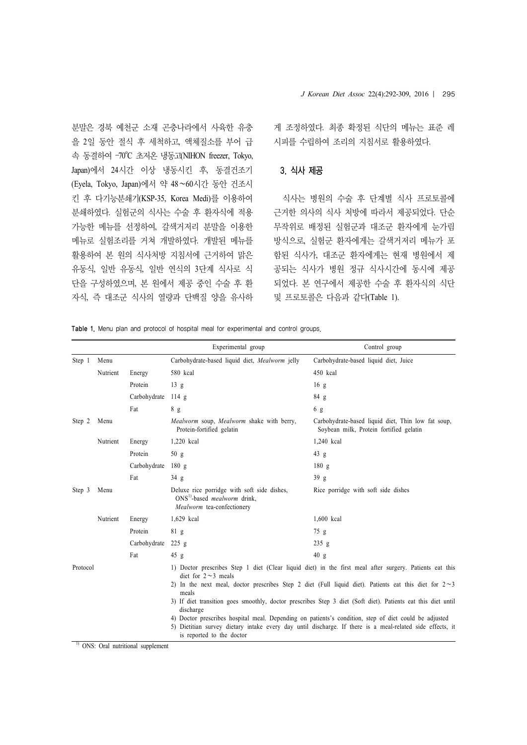분말은 경북 예천군 소재 곤충나라에서 사육한 유충을 2일 동안 절식 후 세척하고, 액체질소를 부어 급속 동결하여 −70℃ 초저온 냉동고(NIHON freezer, Tokyo, Japan)에서 24시간 이상 냉동시킨 후, 동결건조기(Eyela, Tokyo, Japan)에서 약 48∼60시간 동안 건조시킨 후 다기능분쇄기(KSP-35, Korea Medi)를 이용하여 분쇄하였다. 실험군의 식사는 수술 후 환자식에 적용 가능한 메뉴를 선정하여, 갈색거저리 분말을 이용한 메뉴로 실험조리를 거쳐 개발하였다. 개발된 메뉴를 활용하여 본 원의 식사처방 지침서에 근거하여 맑은 유동식, 일반 유동식, 일반 연식의 3단계 식사로 식단을 구성하였으며, 본 원에서 제공 중인 수술 후 환자식, 즉 대조군 식사의 열량과 단백질 양을 유사하게 조정하였다. 최종 확정된 식단의 메뉴는 표준 레시피를 수립하여 조리의 지침서로 활용하였다.

## 3. 식사 제공

식사는 병원의 수술 후 단계별 식사 프로토콜에 근거한 의사의 식사 처방에 따라서 제공되었다. 단순 무작위로 배정된 실험군과 대조군 환자에게 눈가림 방식으로, 실험군 환자에게는 갈색거저리 메뉴가 포함된 식사가, 대조군 환자에게는 현재 병원에서 제공되는 식사가 병원 정규 식사시간에 동시에 제공되었다. 본 연구에서 제공한 수술 후 환자식의 식단 및 프로토콜은 다음과 같다(Table 1).

**Table 1.** Menu plan and protocol of hospital meal for experimental and control groups.

| | | | Experimental group | Control group |
|---|---|---|---|---|
| Step 1 | Menu | | Carbohydrate-based liquid diet, *Mealworm* jelly | Carbohydrate-based liquid diet, Juice |
| | Nutrient | Energy | 580 kcal | 450 kcal |
| | | Protein | 13 g | 16 g |
| | | Carbohydrate | 114 g | 84 g |
| | | Fat | 8 g | 6 g |
| Step 2 | Menu | | *Mealworm* soup, *Mealworm* shake with berry, Protein-fortified gelatin | Carbohydrate-based liquid diet, Thin low fat soup, Soybean milk, Protein fortified gelatin |
| | Nutrient | Energy | 1,220 kcal | 1,240 kcal |
| | | Protein | 50 g | 43 g |
| | | Carbohydrate | 180 g | 180 g |
| | | Fat | 34 g | 39 g |
| Step 3 | Menu | | Deluxe rice porridge with soft side dishes, ONS[1]-based *mealworm* drink, *Mealworm* tea-confectionery | Rice porridge with soft side dishes |
| | Nutrient | Energy | 1,629 kcal | 1,600 kcal |
| | | Protein | 81 g | 75 g |
| | | Carbohydrate | 225 g | 235 g |
| | | Fat | 45 g | 40 g |
| Protocol | | | 1) Doctor prescribes Step 1 diet (Clear liquid diet) in the first meal after surgery. Patients eat this diet for 2∼3 meals<br>2) In the next meal, doctor prescribes Step 2 diet (Full liquid diet). Patients eat this diet for 2∼3 meals<br>3) If diet transition goes smoothly, doctor prescribes Step 3 diet (Soft diet). Patients eat this diet until discharge<br>4) Doctor prescribes hospital meal. Depending on patients's condition, step of diet could be adjusted<br>5) Dietitian survey dietary intake every day until discharge. If there is a meal-related side effects, it is reported to the doctor | |

[1] ONS: Oral nutritional supplement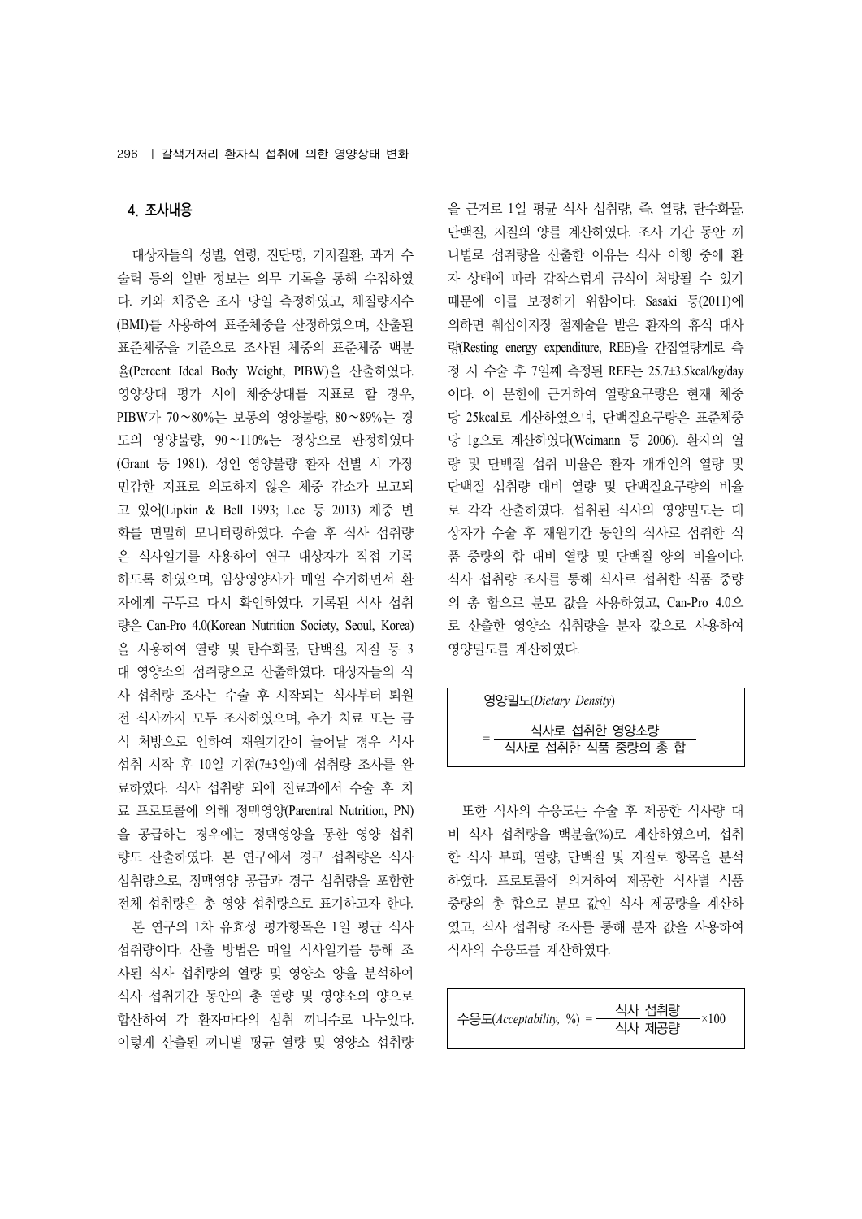## 4. 조사내용

대상자들의 성별, 연령, 진단명, 기저질환, 과거 수술력 등의 일반 정보는 의무 기록을 통해 수집하였다. 키와 체중은 조사 당일 측정하였고, 체질량지수(BMI)를 사용하여 표준체중을 산정하였으며, 산출된 표준체중을 기준으로 조사된 체중의 표준체중 백분율(Percent Ideal Body Weight, PIBW)을 산출하였다. 영양상태 평가 시에 체중상태를 지표로 할 경우, PIBW가 70～80%는 보통의 영양불량, 80～89%는 경도의 영양불량, 90～110%는 정상으로 판정하였다(Grant 등 1981). 성인 영양불량 환자 선별 시 가장 민감한 지표로 의도하지 않은 체중 감소가 보고되고 있어(Lipkin & Bell 1993; Lee 등 2013) 체중 변화를 면밀히 모니터링하였다. 수술 후 식사 섭취량은 식사일기를 사용하여 연구 대상자가 직접 기록하도록 하였으며, 임상영양사가 매일 수거하면서 환자에게 구두로 다시 확인하였다. 기록된 식사 섭취량은 Can-Pro 4.0(Korean Nutrition Society, Seoul, Korea)을 사용하여 열량 및 탄수화물, 단백질, 지질 등 3대 영양소의 섭취량으로 산출하였다. 대상자들의 식사 섭취량 조사는 수술 후 시작되는 식사부터 퇴원 전 식사까지 모두 조사하였으며, 추가 치료 또는 금식 처방으로 인하여 재원기간이 늘어날 경우 식사 섭취 시작 후 10일 기점(7±3일)에 섭취량 조사를 완료하였다. 식사 섭취량 외에 진료과에서 수술 후 치료 프로토콜에 의해 정맥영양(Parentral Nutrition, PN)을 공급하는 경우에는 정맥영양을 통한 영양 섭취량도 산출하였다. 본 연구에서 경구 섭취량은 식사 섭취량으로, 정맥영양 공급과 경구 섭취량을 포함한 전체 섭취량은 총 영양 섭취량으로 표기하고자 한다.

본 연구의 1차 유효성 평가항목은 1일 평균 식사 섭취량이다. 산출 방법은 매일 식사일기를 통해 조사된 식사 섭취량의 열량 및 영양소 양을 분석하여 식사 섭취기간 동안의 총 열량 및 영양소의 양으로 합산하여 각 환자마다의 섭취 끼니수로 나누었다. 이렇게 산출된 끼니별 평균 열량 및 영양소 섭취량을 근거로 1일 평균 식사 섭취량, 즉, 열량, 탄수화물, 단백질, 지질의 양을 계산하였다. 조사 기간 동안 끼니별로 섭취량을 산출한 이유는 식사 이행 중에 환자 상태에 따라 갑작스럽게 금식이 처방될 수 있기 때문에 이를 보정하기 위함이다. Sasaki 등(2011)에 의하면 췌십이지장 절제술을 받은 환자의 휴식 대사량(Resting energy expenditure, REE)을 간접열량계로 측정 시 수술 후 7일째 측정된 REE는 25.7±3.5kcal/kg/day이다. 이 문헌에 근거하여 열량요구량은 현재 체중 당 25kcal로 계산하였으며, 단백질요구량은 표준체중 당 1g으로 계산하였다(Weimann 등 2006). 환자의 열량 및 단백질 섭취 비율은 환자 개개인의 열량 및 단백질 섭취량 대비 열량 및 단백질요구량의 비율로 각각 산출하였다. 섭취된 식사의 영양밀도는 대상자가 수술 후 재원기간 동안의 식사로 섭취한 식품 중량의 합 대비 열량 및 단백질 양의 비율이다. 식사 섭취량 조사를 통해 식사로 섭취한 식품 중량의 총 합으로 분모 값을 사용하였고, Can-Pro 4.0으로 산출한 영양소 섭취량을 분자 값으로 사용하여 영양밀도를 계산하였다.

$$\text{영양밀도}(\textit{Dietary Density}) = \frac{\text{식사로 섭취한 영양소량}}{\text{식사로 섭취한 식품 중량의 총 합}}$$

또한 식사의 수응도는 수술 후 제공한 식사량 대비 식사 섭취량을 백분율(%)로 계산하였으며, 섭취한 식사 부피, 열량, 단백질 및 지질로 항목을 분석하였다. 프로토콜에 의거하여 제공한 식사별 식품 중량의 총 합으로 분모 값인 식사 제공량을 계산하였고, 식사 섭취량 조사를 통해 분자 값을 사용하여 식사의 수응도를 계산하였다.

$$\text{수응도}(\textit{Acceptability}, \%) = \frac{\text{식사 섭취량}}{\text{식사 제공량}} \times 100$$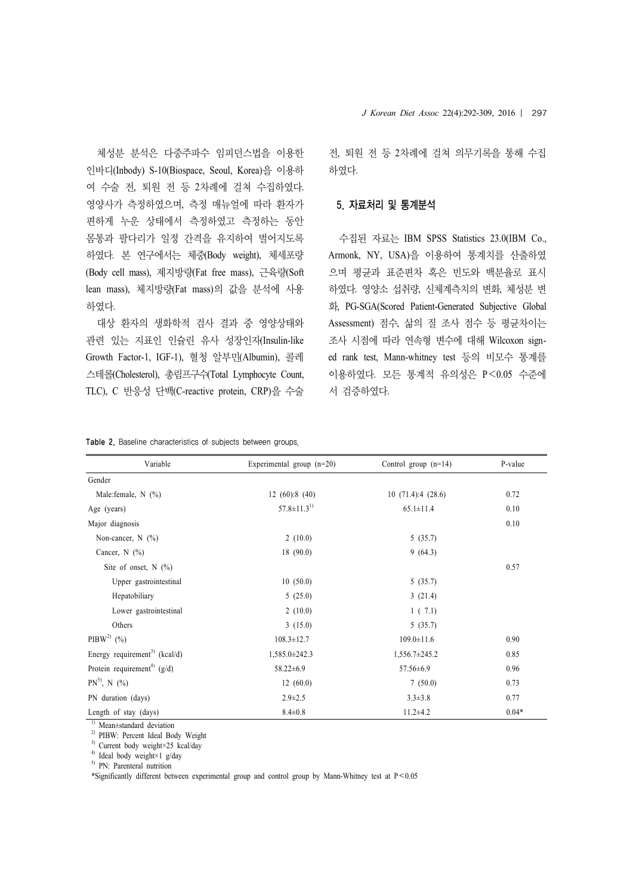체성분 분석은 다중주파수 임피던스법을 이용한 인바디(Inbody) S-10(Biospace, Seoul, Korea)을 이용하여 수술 전, 퇴원 전 등 2차례에 걸쳐 수집하였다. 영양사가 측정하였으며, 측정 매뉴얼에 따라 환자가 편하게 누운 상태에서 측정하였고 측정하는 동안 몸통과 팔다리가 일정 간격을 유지하여 벌어지도록 하였다. 본 연구에서는 체중(Body weight), 체세포량(Body cell mass), 제지방량(Fat free mass), 근육량(Soft lean mass), 체지방량(Fat mass)의 값을 분석에 사용하였다.

대상 환자의 생화학적 검사 결과 중 영양상태와 관련 있는 지표인 인슐린 유사 성장인자(Insulin-like Growth Factor-1, IGF-1), 혈청 알부민(Albumin), 콜레스테롤(Cholesterol), 총림프구수(Total Lymphocyte Count, TLC), C 반응성 단백(C-reactive protein, CRP)을 수술 전, 퇴원 전 등 2차례에 걸쳐 의무기록을 통해 수집하였다.

### 5. 자료처리 및 통계분석

수집된 자료는 IBM SPSS Statistics 23.0(IBM Co., Armonk, NY, USA)을 이용하여 통계치를 산출하였으며 평균과 표준편차 혹은 빈도와 백분율로 표시하였다. 영양소 섭취량, 신체계측치의 변화, 체성분 변화, PG-SGA(Scored Patient-Generated Subjective Global Assessment) 점수, 삶의 질 조사 점수 등 평균차이는 조사 시점에 따라 연속형 변수에 대해 Wilcoxon signed rank test, Mann-whitney test 등의 비모수 통계를 이용하였다. 모든 통계적 유의성은 P<0.05 수준에서 검증하였다.

**Table 2.** Baseline characteristics of subjects between groups.

| Variable | Experimental group (n=20) | Control group (n=14) | P-value |
|---|---|---|---|
| Gender | | | |
| Male:female, N (%) | 12 (60):8 (40) | 10 (71.4):4 (28.6) | 0.72 |
| Age (years) | 57.8±11.3[1] | 65.1±11.4 | 0.10 |
| Major diagnosis | | | 0.10 |
| Non-cancer, N (%) | 2 (10.0) | 5 (35.7) | |
| Cancer, N (%) | 18 (90.0) | 9 (64.3) | |
| Site of onset, N (%) | | | 0.57 |
| Upper gastrointestinal | 10 (50.0) | 5 (35.7) | |
| Hepatobiliary | 5 (25.0) | 3 (21.4) | |
| Lower gastrointestinal | 2 (10.0) | 1 ( 7.1) | |
| Others | 3 (15.0) | 5 (35.7) | |
| PIBW[2] (%) | 108.3±12.7 | 109.0±11.6 | 0.90 |
| Energy requirement[3] (kcal/d) | 1,585.0±242.3 | 1,556.7±245.2 | 0.85 |
| Protein requirement[4] (g/d) | 58.22±6.9 | 57.56±6.9 | 0.96 |
| PN[5], N (%) | 12 (60.0) | 7 (50.0) | 0.73 |
| PN duration (days) | 2.9±2.5 | 3.3±3.8 | 0.77 |
| Length of stay (days) | 8.4±0.8 | 11.2±4.2 | 0.04* |

[1] Mean±standard deviation
[2] PIBW: Percent Ideal Body Weight
[3] Current body weight×25 kcal/day
[4] Ideal body weight×1 g/day
[5] PN: Parenteral nutrition
*Significantly different between experimental group and control group by Mann-Whitney test at $P<0.05$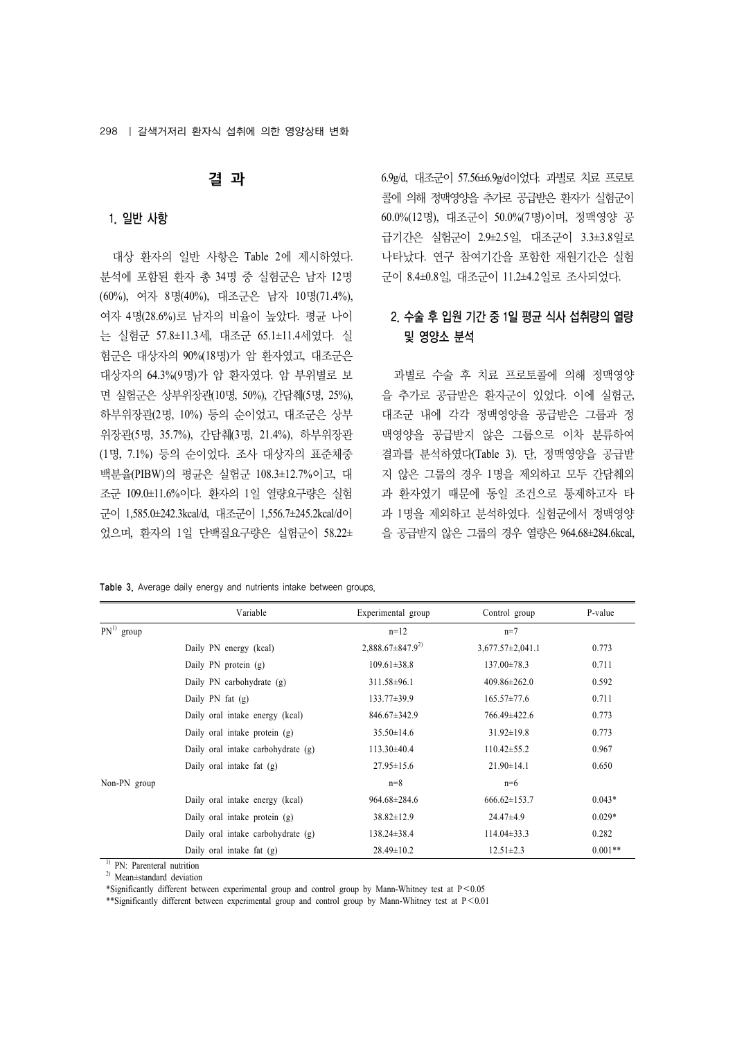# 결 과

## 1. 일반 사항

대상 환자의 일반 사항은 Table 2에 제시하였다. 분석에 포함된 환자 총 34명 중 실험군은 남자 12명(60%), 여자 8명(40%), 대조군은 남자 10명(71.4%), 여자 4명(28.6%)로 남자의 비율이 높았다. 평균 나이는 실험군 57.8±11.3세, 대조군 65.1±11.4세였다. 실험군은 대상자의 90%(18명)가 암 환자였고, 대조군은 대상자의 64.3%(9명)가 암 환자였다. 암 부위별로 보면 실험군은 상부위장관(10명, 50%), 간담췌(5명, 25%), 하부위장관(2명, 10%) 등의 순이었고, 대조군은 상부위장관(5명, 35.7%), 간담췌(3명, 21.4%), 하부위장관(1명, 7.1%) 등의 순이었다. 조사 대상자의 표준체중백분율(PIBW)의 평균은 실험군 108.3±12.7%이고, 대조군 109.0±11.6%이다. 환자의 1일 열량요구량은 실험군이 1,585.0±242.3kcal/d, 대조군이 1,556.7±245.2kcal/d이었으며, 환자의 1일 단백질요구량은 실험군이 58.22±6.9g/d, 대조군이 57.56±6.9g/d이었다. 과별로 치료 프로토콜에 의해 정맥영양을 추가로 공급받은 환자가 실험군이 60.0%(12명), 대조군이 50.0%(7명)이며, 정맥영양 공급기간은 실험군이 2.9±2.5일, 대조군이 3.3±3.8일로 나타났다. 연구 참여기간을 포함한 재원기간은 실험군이 8.4±0.8일, 대조군이 11.2±4.2일로 조사되었다.

## 2. 수술 후 입원 기간 중 1일 평균 식사 섭취량의 열량 및 영양소 분석

과별로 수술 후 치료 프로토콜에 의해 정맥영양을 추가로 공급받은 환자군이 있었다. 이에 실험군, 대조군 내에 각각 정맥영양을 공급받은 그룹과 정맥영양을 공급받지 않은 그룹으로 이차 분류하여 결과를 분석하였다(Table 3). 단, 정맥영양을 공급받지 않은 그룹의 경우 1명을 제외하고 모두 간담췌외과 환자였기 때문에 동일 조건으로 통제하고자 타과 1명을 제외하고 분석하였다. 실험군에서 정맥영양을 공급받지 않은 그룹의 경우 열량은 964.68±284.6kcal,

**Table 3.** Average daily energy and nutrients intake between groups.

| | Variable | Experimental group | Control group | P-value |
|---|---|---|---|---|
| PN[1] group | | n=12 | n=7 | |
| | Daily PN energy (kcal) | 2,888.67±847.9[2] | 3,677.57±2,041.1 | 0.773 |
| | Daily PN protein (g) | 109.61±38.8 | 137.00±78.3 | 0.711 |
| | Daily PN carbohydrate (g) | 311.58±96.1 | 409.86±262.0 | 0.592 |
| | Daily PN fat (g) | 133.77±39.9 | 165.57±77.6 | 0.711 |
| | Daily oral intake energy (kcal) | 846.67±342.9 | 766.49±422.6 | 0.773 |
| | Daily oral intake protein (g) | 35.50±14.6 | 31.92±19.8 | 0.773 |
| | Daily oral intake carbohydrate (g) | 113.30±40.4 | 110.42±55.2 | 0.967 |
| | Daily oral intake fat (g) | 27.95±15.6 | 21.90±14.1 | 0.650 |
| Non-PN group | | n=8 | n=6 | |
| | Daily oral intake energy (kcal) | 964.68±284.6 | 666.62±153.7 | 0.043* |
| | Daily oral intake protein (g) | 38.82±12.9 | 24.47±4.9 | 0.029* |
| | Daily oral intake carbohydrate (g) | 138.24±38.4 | 114.04±33.3 | 0.282 |
| | Daily oral intake fat (g) | 28.49±10.2 | 12.51±2.3 | 0.001** |

[1] PN: Parenteral nutrition

[2] Mean±standard deviation

*Significantly different between experimental group and control group by Mann-Whitney test at $P<0.05$

**Significantly different between experimental group and control group by Mann-Whitney test at $P<0.01$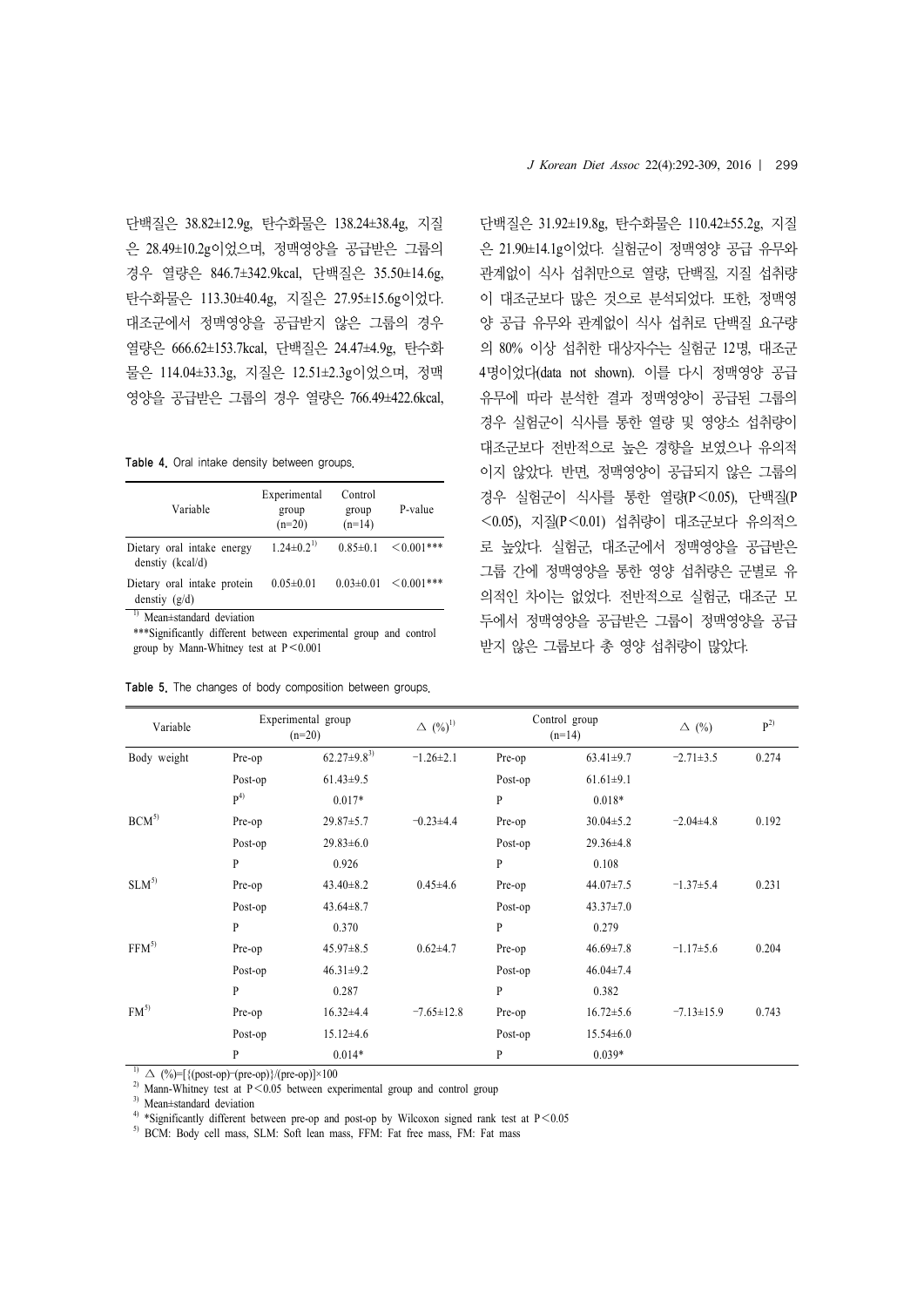단백질은 38.82±12.9g, 탄수화물은 138.24±38.4g, 지질은 28.49±10.2g이었으며, 정맥영양을 공급받은 그룹의 경우 열량은 846.7±342.9kcal, 단백질은 35.50±14.6g, 탄수화물은 113.30±40.4g, 지질은 27.95±15.6g이었다. 대조군에서 정맥영양을 공급받지 않은 그룹의 경우 열량은 666.62±153.7kcal, 단백질은 24.47±4.9g, 탄수화물은 114.04±33.3g, 지질은 12.51±2.3g이었으며, 정맥영양을 공급받은 그룹의 경우 열량은 766.49±422.6kcal, 단백질은 31.92±19.8g, 탄수화물은 110.42±55.2g, 지질은 21.90±14.1g이었다. 실험군이 정맥영양 공급 유무와 관계없이 식사 섭취만으로 열량, 단백질, 지질 섭취량이 대조군보다 많은 것으로 분석되었다. 또한, 정맥영양 공급 유무와 관계없이 식사 섭취로 단백질 요구량의 80% 이상 섭취한 대상자수는 실험군 12명, 대조군 4명이었다(data not shown). 이를 다시 정맥영양 공급 유무에 따라 분석한 결과 정맥영양이 공급된 그룹의 경우 실험군이 식사를 통한 열량 및 영양소 섭취량이 대조군보다 전반적으로 높은 경향을 보였으나 유의적이지 않았다. 반면, 정맥영양이 공급되지 않은 그룹의 경우 실험군이 식사를 통한 열량(P<0.05), 단백질(P<0.05), 지질(P<0.01) 섭취량이 대조군보다 유의적으로 높았다. 실험군, 대조군에서 정맥영양을 공급받은 그룹 간에 정맥영양을 통한 영양 섭취량은 군별로 유의적인 차이는 없었다. 전반적으로 실험군, 대조군 모두에서 정맥영양을 공급받은 그룹이 정맥영양을 공급받지 않은 그룹보다 총 영양 섭취량이 많았다.

**Table 4.** Oral intake density between groups.

| Variable | Experimental group (n=20) | Control group (n=14) | P-value |
|---|---|---|---|
| Dietary oral intake energy denstiy (kcal/d) | 1.24±0.2[1] | 0.85±0.1 | <0.001*** |
| Dietary oral intake protein denstiy (g/d) | 0.05±0.01 | 0.03±0.01 | <0.001*** |

[1] Mean±standard deviation

***Significantly different between experimental group and control group by Mann-Whitney test at P<0.001

**Table 5.** The changes of body composition between groups.

| Variable | Experimental group (n=20) | | △ (%)[1] | Control group (n=14) | | △ (%) | P[2] |
|---|---|---|---|---|---|---|---|
| Body weight | Pre-op | 62.27±9.8[3] | −1.26±2.1 | Pre-op | 63.41±9.7 | −2.71±3.5 | 0.274 |
| | Post-op | 61.43±9.5 | | Post-op | 61.61±9.1 | | |
| | P[4] | 0.017* | | P | 0.018* | | |
| BCM[5] | Pre-op | 29.87±5.7 | −0.23±4.4 | Pre-op | 30.04±5.2 | −2.04±4.8 | 0.192 |
| | Post-op | 29.83±6.0 | | Post-op | 29.36±4.8 | | |
| | P | 0.926 | | P | 0.108 | | |
| SLM[5] | Pre-op | 43.40±8.2 | 0.45±4.6 | Pre-op | 44.07±7.5 | −1.37±5.4 | 0.231 |
| | Post-op | 43.64±8.7 | | Post-op | 43.37±7.0 | | |
| | P | 0.370 | | P | 0.279 | | |
| FFM[5] | Pre-op | 45.97±8.5 | 0.62±4.7 | Pre-op | 46.69±7.8 | −1.17±5.6 | 0.204 |
| | Post-op | 46.31±9.2 | | Post-op | 46.04±7.4 | | |
| | P | 0.287 | | P | 0.382 | | |
| FM[5] | Pre-op | 16.32±4.4 | −7.65±12.8 | Pre-op | 16.72±5.6 | −7.13±15.9 | 0.743 |
| | Post-op | 15.12±4.6 | | Post-op | 15.54±6.0 | | |
| | P | 0.014* | | P | 0.039* | | |

[1] △ (%)=[{(post-op)−(pre-op)}/(pre-op)]×100

[2] Mann-Whitney test at P<0.05 between experimental group and control group

[3] Mean±standard deviation

[4] *Significantly different between pre-op and post-op by Wilcoxon signed rank test at P<0.05

[5] BCM: Body cell mass, SLM: Soft lean mass, FFM: Fat free mass, FM: Fat mass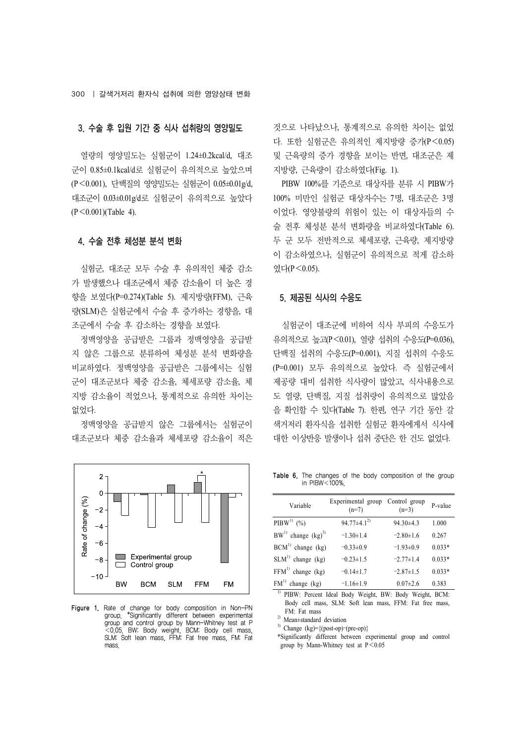### 3. 수술 후 입원 기간 중 식사 섭취량의 영양밀도

열량의 영양밀도는 실험군이 1.24±0.2kcal/d, 대조군이 0.85±0.1kcal/d로 실험군이 유의적으로 높았으며(P<0.001), 단백질의 영양밀도는 실험군이 0.05±0.01g/d, 대조군이 0.03±0.01g/d로 실험군이 유의적으로 높았다(P<0.001)(Table 4).

### 4. 수술 전후 체성분 분석 변화

실험군, 대조군 모두 수술 후 유의적인 체중 감소가 발생했으나 대조군에서 체중 감소율이 더 높은 경향을 보였다(P=0.274)(Table 5). 제지방량(FFM), 근육량(SLM)은 실험군에서 수술 후 증가하는 경향을, 대조군에서 수술 후 감소하는 경향을 보였다.

정맥영양을 공급받은 그룹과 정맥영양을 공급받지 않은 그룹으로 분류하여 체성분 분석 변화량을 비교하였다. 정맥영양을 공급받은 그룹에서는 실험군이 대조군보다 체중 감소율, 체세포량 감소율, 체지방 감소율이 적었으나, 통계적으로 유의한 차이는 없었다.

정맥영양을 공급받지 않은 그룹에서는 실험군이 대조군보다 체중 감소율과 체세포량 감소율이 적은 것으로 나타났으나, 통계적으로 유의한 차이는 없었다. 또한 실험군은 유의적인 제지방량 증가(P<0.05) 및 근육량의 증가 경향을 보이는 반면, 대조군은 제지방량, 근육량이 감소하였다(Fig. 1).

PIBW 100%를 기준으로 대상자를 분류 시 PIBW가 100% 미만인 실험군 대상자수는 7명, 대조군은 3명이었다. 영양불량의 위험이 있는 이 대상자들의 수술 전후 체성분 분석 변화량을 비교하였다(Table 6). 두 군 모두 전반적으로 체세포량, 근육량, 제지방량이 감소하였으나, 실험군이 유의적으로 적게 감소하였다(P<0.05).

Figure 1. Rate of change for body composition in Non-PN group. *Significantly different between experimental group and control group by Mann-Whitney test at P<0.05. BW: Body weight, BCM: Body cell mass, SLM: Soft lean mass, FFM: Fat free mass, FM: Fat mass.

### 5. 제공된 식사의 수응도

실험군이 대조군에 비하여 식사 부피의 수응도가 유의적으로 높고(P<0.01), 열량 섭취의 수응도(P=0.036), 단백질 섭취의 수응도(P=0.001), 지질 섭취의 수응도(P=0.001) 모두 유의적으로 높았다. 즉 실험군에서 제공량 대비 섭취한 식사량이 많았고, 식사내용으로도 열량, 단백질, 지질 섭취량이 유의적으로 많았음을 확인할 수 있다(Table 7). 한편, 연구 기간 동안 갈색거저리 환자식을 섭취한 실험군 환자에게서 식사에 대한 이상반응 발생이나 섭취 중단은 한 건도 없었다.

Table 6. The changes of the body composition of the group in PIBW<100%.

| Variable | Experimental group (n=7) | Control group (n=3) | P-value |
|---|---|---|---|
| PIBW[1] (%) | 94.77±4.1[2] | 94.30±4.3 | 1.000 |
| BW[1] change (kg)[3] | −1.30±1.4 | −2.80±1.6 | 0.267 |
| BCM[1] change (kg) | −0.33±0.9 | −1.93±0.9 | 0.033* |
| SLM[1] change (kg) | −0.23±1.5 | −2.77±1.4 | 0.033* |
| FFM[1] change (kg) | −0.14±1.7 | −2.87±1.5 | 0.033* |
| FM[1] change (kg) | −1.16±1.9 | 0.07±2.6 | 0.383 |

[1] PIBW: Percent Ideal Body Weight, BW: Body Weight, BCM: Body cell mass, SLM: Soft lean mass, FFM: Fat free mass, FM: Fat mass

[2] Mean±standard deviation

[3] Change (kg)={(post-op)−(pre-op)}

*Significantly different between experimental group and control group by Mann-Whitney test at P<0.05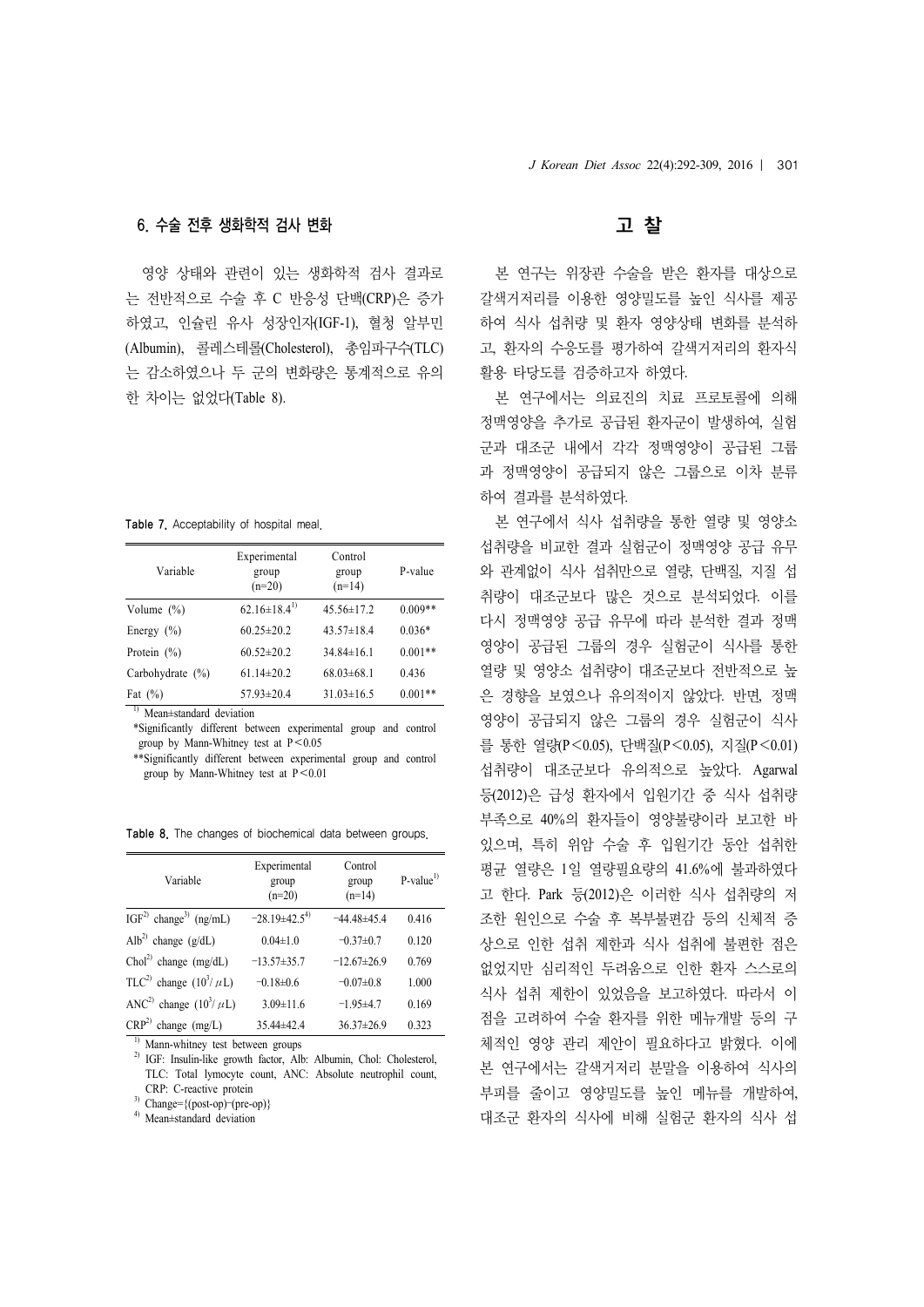### 6. 수술 전후 생화학적 검사 변화

영양 상태와 관련이 있는 생화학적 검사 결과로는 전반적으로 수술 후 C 반응성 단백(CRP)은 증가하였고, 인슐린 유사 성장인자(IGF-1), 혈청 알부민(Albumin), 콜레스테롤(Cholesterol), 총임파구수(TLC)는 감소하였으나 두 군의 변화량은 통계적으로 유의한 차이는 없었다(Table 8).

**Table 7.** Acceptability of hospital meal.

| Variable | Experimental group (n=20) | Control group (n=14) | P-value |
|---|---|---|---|
| Volume (%) | 62.16±18.4[1)] | 45.56±17.2 | 0.009** |
| Energy (%) | 60.25±20.2 | 43.57±18.4 | 0.036* |
| Protein (%) | 60.52±20.2 | 34.84±16.1 | 0.001** |
| Carbohydrate (%) | 61.14±20.2 | 68.03±68.1 | 0.436 |
| Fat (%) | 57.93±20.4 | 31.03±16.5 | 0.001** |

[1)] Mean±standard deviation

*Significantly different between experimental group and control group by Mann-Whitney test at $P<0.05$

**Significantly different between experimental group and control group by Mann-Whitney test at $P<0.01$

**Table 8.** The changes of biochemical data between groups.

| Variable | Experimental group (n=20) | Control group (n=14) | P-value[1)] |
|---|---|---|---|
| IGF[2)] change[3)] (ng/mL) | −28.19±42.5[4)] | −44.48±45.4 | 0.416 |
| Alb[2)] change (g/dL) | 0.04±1.0 | −0.37±0.7 | 0.120 |
| Chol[2)] change (mg/dL) | −13.57±35.7 | −12.67±26.9 | 0.769 |
| TLC[2)] change ($10^3/\mu L$) | −0.18±0.6 | −0.07±0.8 | 1.000 |
| ANC[2)] change ($10^3/\mu L$) | 3.09±11.6 | −1.95±4.7 | 0.169 |
| CRP[2)] change (mg/L) | 35.44±42.4 | 36.37±26.9 | 0.323 |

[1)] Mann-whitney test between groups

[2)] IGF: Insulin-like growth factor, Alb: Albumin, Chol: Cholesterol, TLC: Total lymocyte count, ANC: Absolute neutrophil count, CRP: C-reactive protein

[3)] Change={(post-op)−(pre-op)}

[4)] Mean±standard deviation

## 고 찰

본 연구는 위장관 수술을 받은 환자를 대상으로 갈색거저리를 이용한 영양밀도를 높인 식사를 제공하여 식사 섭취량 및 환자 영양상태 변화를 분석하고, 환자의 수용도를 평가하여 갈색거저리의 환자식 활용 타당도를 검증하고자 하였다.

본 연구에서는 의료진의 치료 프로토콜에 의해 정맥영양을 추가로 공급된 환자군이 발생하여, 실험군과 대조군 내에서 각각 정맥영양이 공급된 그룹과 정맥영양이 공급되지 않은 그룹으로 이차 분류하여 결과를 분석하였다.

본 연구에서 식사 섭취량을 통한 열량 및 영양소 섭취량을 비교한 결과 실험군이 정맥영양 공급 유무와 관계없이 식사 섭취만으로 열량, 단백질, 지질 섭취량이 대조군보다 많은 것으로 분석되었다. 이를 다시 정맥영양 공급 유무에 따라 분석한 결과 정맥영양이 공급된 그룹의 경우 실험군이 식사를 통한 열량 및 영양소 섭취량이 대조군보다 전반적으로 높은 경향을 보였으나 유의적이지 않았다. 반면, 정맥영양이 공급되지 않은 그룹의 경우 실험군이 식사를 통한 열량($P<0.05$), 단백질($P<0.05$), 지질($P<0.01$) 섭취량이 대조군보다 유의적으로 높았다. Agarwal 등(2012)은 급성 환자에서 입원기간 중 식사 섭취량 부족으로 40%의 환자들이 영양불량이라 보고한 바 있으며, 특히 위암 수술 후 입원기간 동안 섭취한 평균 열량은 1일 열량필요량의 41.6%에 불과하였다고 한다. Park 등(2012)은 이러한 식사 섭취량의 저조한 원인으로 수술 후 복부불편감 등의 신체적 증상으로 인한 섭취 제한과 식사 섭취에 불편한 점은 없었지만 심리적인 두려움으로 인한 환자 스스로의 식사 섭취 제한이 있었음을 보고하였다. 따라서 이 점을 고려하여 수술 환자를 위한 메뉴개발 등의 구체적인 영양 관리 제안이 필요하다고 밝혔다. 이에 본 연구에서는 갈색거저리 분말을 이용하여 식사의 부피를 줄이고 영양밀도를 높인 메뉴를 개발하여, 대조군 환자의 식사에 비해 실험군 환자의 식사 섭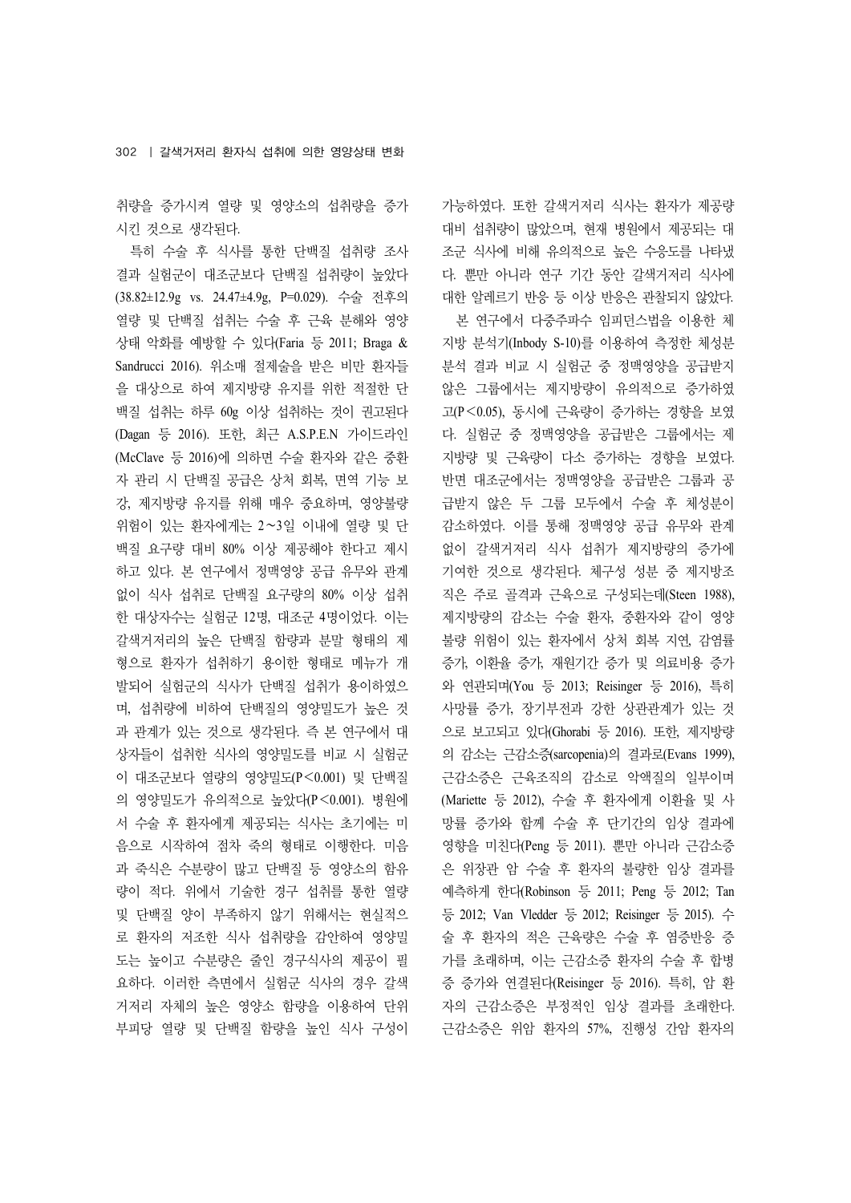취량을 증가시켜 열량 및 영양소의 섭취량을 증가시킨 것으로 생각된다.

특히 수술 후 식사를 통한 단백질 섭취량 조사 결과 실험군이 대조군보다 단백질 섭취량이 높았다 (38.82±12.9g vs. 24.47±4.9g, P=0.029). 수술 전후의 열량 및 단백질 섭취는 수술 후 근육 분해와 영양상태 악화를 예방할 수 있다(Faria 등 2011; Braga & Sandrucci 2016). 위소매 절제술을 받은 비만 환자들을 대상으로 하여 제지방량 유지를 위한 적절한 단백질 섭취는 하루 60g 이상 섭취하는 것이 권고된다(Dagan 등 2016). 또한, 최근 A.S.P.E.N 가이드라인(McClave 등 2016)에 의하면 수술 환자와 같은 중환자 관리 시 단백질 공급은 상처 회복, 면역 기능 보강, 제지방량 유지를 위해 매우 중요하며, 영양불량 위험이 있는 환자에게는 2～3일 이내에 열량 및 단백질 요구량 대비 80% 이상 제공해야 한다고 제시하고 있다. 본 연구에서 정맥영양 공급 유무와 관계없이 식사 섭취로 단백질 요구량의 80% 이상 섭취한 대상자수는 실험군 12명, 대조군 4명이었다. 이는 갈색거저리의 높은 단백질 함량과 분말 형태의 제형으로 환자가 섭취하기 용이한 형태로 메뉴가 개발되어 실험군의 식사가 단백질 섭취가 용이하였으며, 섭취량에 비하여 단백질의 영양밀도가 높은 것과 관계가 있는 것으로 생각된다. 즉 본 연구에서 대상자들이 섭취한 식사의 영양밀도를 비교 시 실험군이 대조군보다 열량의 영양밀도(P<0.001) 및 단백질의 영양밀도가 유의적으로 높았다(P<0.001). 병원에서 수술 후 환자에게 제공되는 식사는 초기에는 미음으로 시작하여 점차 죽의 형태로 이행한다. 미음과 죽식은 수분량이 많고 단백질 등 영양소의 함유량이 적다. 위에서 기술한 경구 섭취를 통한 열량 및 단백질 양이 부족하지 않기 위해서는 현실적으로 환자의 저조한 식사 섭취량을 감안하여 영양밀도는 높이고 수분량은 줄인 경구식사의 제공이 필요하다. 이러한 측면에서 실험군 식사의 경우 갈색거저리 자체의 높은 영양소 함량을 이용하여 단위 부피당 열량 및 단백질 함량을 높인 식사 구성이 가능하였다. 또한 갈색거저리 식사는 환자가 제공량 대비 섭취량이 많았으며, 현재 병원에서 제공되는 대조군 식사에 비해 유의적으로 높은 수응도를 나타냈다. 뿐만 아니라 연구 기간 동안 갈색거저리 식사에 대한 알레르기 반응 등 이상 반응은 관찰되지 않았다.

본 연구에서 다중주파수 임피던스법을 이용한 체지방 분석기(Inbody S-10)를 이용하여 측정한 체성분 분석 결과 비교 시 실험군 중 정맥영양을 공급받지 않은 그룹에서는 제지방량이 유의적으로 증가하였고(P<0.05), 동시에 근육량이 증가하는 경향을 보였다. 실험군 중 정맥영양을 공급받은 그룹에서는 제지방량 및 근육량이 다소 증가하는 경향을 보였다. 반면 대조군에서는 정맥영양을 공급받은 그룹과 공급받지 않은 두 그룹 모두에서 수술 후 체성분이 감소하였다. 이를 통해 정맥영양 공급 유무와 관계없이 갈색거저리 식사 섭취가 제지방량의 증가에 기여한 것으로 생각된다. 체구성 성분 중 제지방조직은 주로 골격과 근육으로 구성되는데(Steen 1988), 제지방량의 감소는 수술 환자, 중환자와 같이 영양불량 위험이 있는 환자에서 상처 회복 지연, 감염률 증가, 이환율 증가, 재원기간 증가 및 의료비용 증가와 연관되며(You 등 2013; Reisinger 등 2016), 특히 사망률 증가, 장기부전과 강한 상관관계가 있는 것으로 보고되고 있다(Ghorabi 등 2016). 또한, 제지방량의 감소는 근감소증(sarcopenia)의 결과로(Evans 1999), 근감소증은 근육조직의 감소로 악액질의 일부이며(Mariette 등 2012), 수술 후 환자에게 이환율 및 사망률 증가와 함께 수술 후 단기간의 임상 결과에 영향을 미친다(Peng 등 2011). 뿐만 아니라 근감소증은 위장관 암 수술 후 환자의 불량한 임상 결과를 예측하게 한다(Robinson 등 2011; Peng 등 2012; Tan 등 2012; Van Vledder 등 2012; Reisinger 등 2015). 수술 후 환자의 적은 근육량은 수술 후 염증반응 증가를 초래하며, 이는 근감소증 환자의 수술 후 합병증 증가와 연결된다(Reisinger 등 2016). 특히, 암 환자의 근감소증은 부정적인 임상 결과를 초래한다. 근감소증은 위암 환자의 57%, 진행성 간암 환자의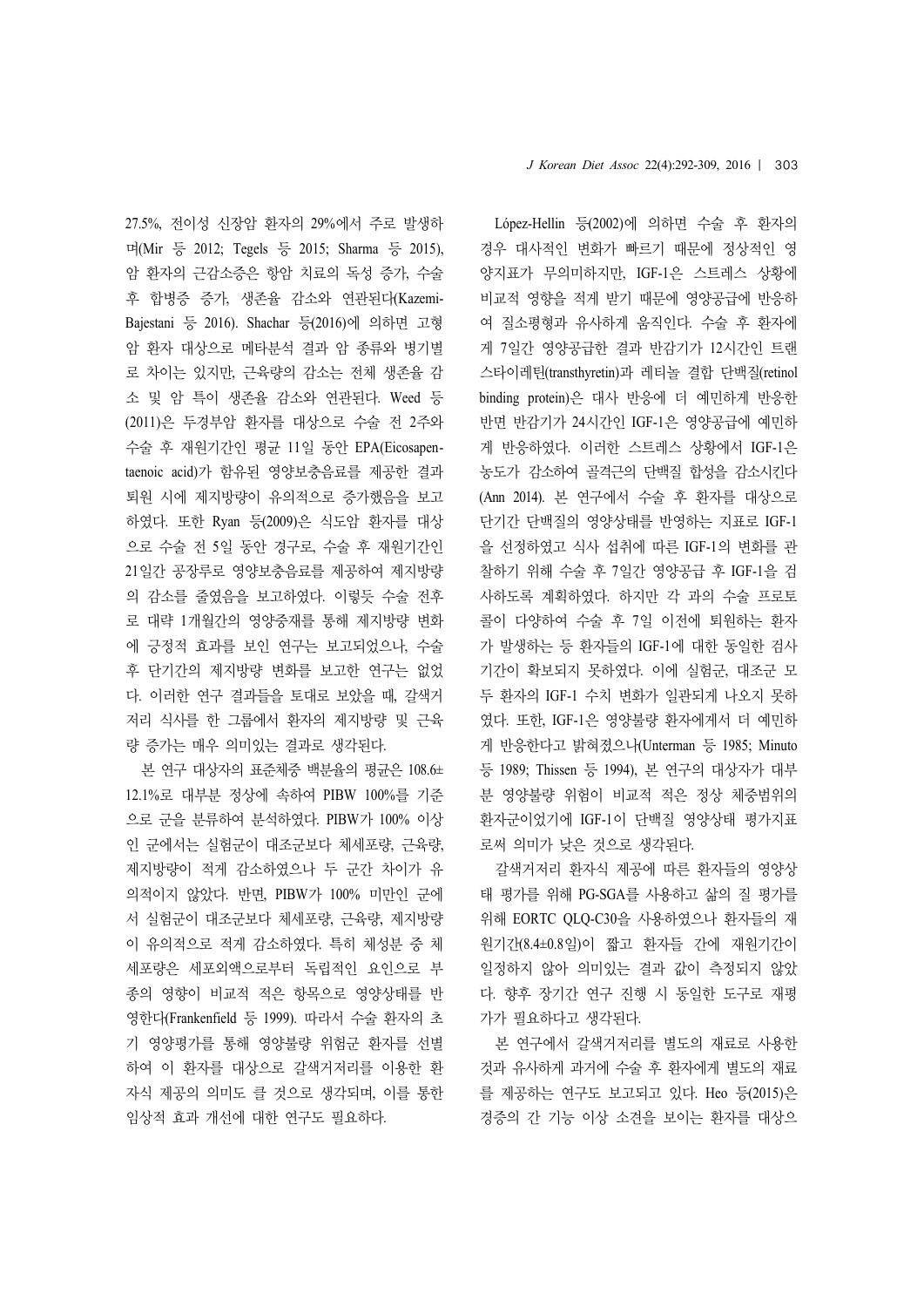27.5%, 전이성 신장암 환자의 29%에서 주로 발생하며(Mir 등 2012; Tegels 등 2015; Sharma 등 2015), 암 환자의 근감소증은 항암 치료의 독성 증가, 수술 후 합병증 증가, 생존율 감소와 연관된다(Kazemi-Bajestani 등 2016). Shachar 등(2016)에 의하면 고형암 환자 대상으로 메타분석 결과 암 종류와 병기별로 차이는 있지만, 근육량의 감소는 전체 생존율 감소 및 암 특이 생존율 감소와 연관된다. Weed 등(2011)은 두경부암 환자를 대상으로 수술 전 2주와 수술 후 재원기간인 평균 11일 동안 EPA(Eicosapentaenoic acid)가 함유된 영양보충음료를 제공한 결과 퇴원 시에 제지방량이 유의적으로 증가했음을 보고하였다. 또한 Ryan 등(2009)은 식도암 환자를 대상으로 수술 전 5일 동안 경구로, 수술 후 재원기간인 21일간 공장루로 영양보충음료를 제공하여 제지방량의 감소를 줄였음을 보고하였다. 이렇듯 수술 전후로 대략 1개월간의 영양중재를 통해 제지방량 변화에 긍정적 효과를 보인 연구는 보고되었으나, 수술 후 단기간의 제지방량 변화를 보고한 연구는 없었다. 이러한 연구 결과들을 토대로 보았을 때, 갈색거저리 식사를 한 그룹에서 환자의 제지방량 및 근육량 증가는 매우 의미있는 결과로 생각된다.

본 연구 대상자의 표준체중 백분율의 평균은 108.6±12.1%로 대부분 정상에 속하여 PIBW 100%를 기준으로 군을 분류하여 분석하였다. PIBW가 100% 이상인 군에서는 실험군이 대조군보다 체세포량, 근육량, 제지방량이 적게 감소하였으나 두 군간 차이가 유의적이지 않았다. 반면, PIBW가 100% 미만인 군에서 실험군이 대조군보다 체세포량, 근육량, 제지방량이 유의적으로 적게 감소하였다. 특히 체성분 중 체세포량은 세포외액으로부터 독립적인 요인으로 부종의 영향이 비교적 적은 항목으로 영양상태를 반영한다(Frankenfield 등 1999). 따라서 수술 환자의 초기 영양평가를 통해 영양불량 위험군 환자를 선별하여 이 환자를 대상으로 갈색거저리를 이용한 환자식 제공의 의미도 클 것으로 생각되며, 이를 통한 임상적 효과 개선에 대한 연구도 필요하다.

López-Hellin 등(2002)에 의하면 수술 후 환자의 경우 대사적인 변화가 빠르기 때문에 정상적인 영양지표가 무의미하지만, IGF-1은 스트레스 상황에 비교적 영향을 적게 받기 때문에 영양공급에 반응하여 질소평형과 유사하게 움직인다. 수술 후 환자에게 7일간 영양공급한 결과 반감기가 12시간인 트랜스타이레틴(transthyretin)과 레티놀 결합 단백질(retinol binding protein)은 대사 반응에 더 예민하게 반응한 반면 반감기가 24시간인 IGF-1은 영양공급에 예민하게 반응하였다. 이러한 스트레스 상황에서 IGF-1은 농도가 감소하여 골격근의 단백질 합성을 감소시킨다(Ann 2014). 본 연구에서 수술 후 환자를 대상으로 단기간 단백질의 영양상태를 반영하는 지표로 IGF-1을 선정하였고 식사 섭취에 따른 IGF-1의 변화를 관찰하기 위해 수술 후 7일간 영양공급 후 IGF-1을 검사하도록 계획하였다. 하지만 각 과의 수술 프로토콜이 다양하여 수술 후 7일 이전에 퇴원하는 환자가 발생하는 등 환자들의 IGF-1에 대한 동일한 검사기간이 확보되지 못하였다. 이에 실험군, 대조군 모두 환자의 IGF-1 수치 변화가 일관되게 나오지 못하였다. 또한, IGF-1은 영양불량 환자에게서 더 예민하게 반응한다고 밝혀졌으나(Unterman 등 1985; Minuto 등 1989; Thissen 등 1994), 본 연구의 대상자가 대부분 영양불량 위험이 비교적 적은 정상 체중범위의 환자군이었기에 IGF-1이 단백질 영양상태 평가지표로써 의미가 낮은 것으로 생각된다.

갈색거저리 환자식 제공에 따른 환자들의 영양상태 평가를 위해 PG-SGA를 사용하고 삶의 질 평가를 위해 EORTC QLQ-C30을 사용하였으나 환자들의 재원기간(8.4±0.8일)이 짧고 환자들 간에 재원기간이 일정하지 않아 의미있는 결과 값이 측정되지 않았다. 향후 장기간 연구 진행 시 동일한 도구로 재평가가 필요하다고 생각된다.

본 연구에서 갈색거저리를 별도의 재료로 사용한 것과 유사하게 과거에 수술 후 환자에게 별도의 재료를 제공하는 연구도 보고되고 있다. Heo 등(2015)은 경증의 간 기능 이상 소견을 보이는 환자를 대상으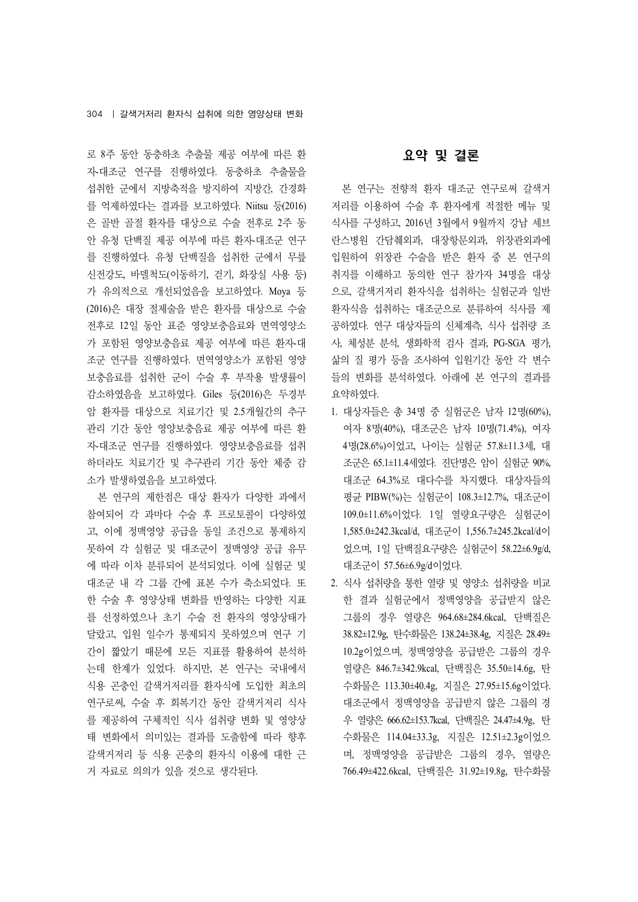로 8주 동안 동충하초 추출물 제공 여부에 따른 환자-대조군 연구를 진행하였다. 동충하초 추출물을 섭취한 군에서 지방축적을 방지하여 지방간, 간경화를 억제하였다는 결과를 보고하였다. Niitsu 등(2016)은 골반 골절 환자를 대상으로 수술 전후로 2주 동안 유청 단백질 제공 여부에 따른 환자-대조군 연구를 진행하였다. 유청 단백질을 섭취한 군에서 무릎 신전강도, 바델척도(이동하기, 걷기, 화장실 사용 등)가 유의적으로 개선되었음을 보고하였다. Moya 등(2016)은 대장 절제술을 받은 환자를 대상으로 수술 전후로 12일 동안 표준 영양보충음료와 면역영양소가 포함된 영양보충음료 제공 여부에 따른 환자-대조군 연구를 진행하였다. 면역영양소가 포함된 영양보충음료를 섭취한 군이 수술 후 부작용 발생률이 감소하였음을 보고하였다. Giles 등(2016)은 두경부암 환자를 대상으로 치료기간 및 2.5개월간의 추구관리 기간 동안 영양보충음료 제공 여부에 따른 환자-대조군 연구를 진행하였다. 영양보충음료를 섭취하더라도 치료기간 및 추구관리 기간 동안 체중 감소가 발생하였음을 보고하였다.

본 연구의 제한점은 대상 환자가 다양한 과에서 참여되어 각 과마다 수술 후 프로토콜이 다양하였고, 이에 정맥영양 공급을 동일 조건으로 통제하지 못하여 각 실험군 및 대조군이 정맥영양 공급 유무에 따라 이차 분류되어 분석되었다. 이에 실험군 및 대조군 내 각 그룹 간에 표본 수가 축소되었다. 또한 수술 후 영양상태 변화를 반영하는 다양한 지표를 선정하였으나 초기 수술 전 환자의 영양상태가 달랐고, 입원 일수가 통제되지 못하였으며 연구 기간이 짧았기 때문에 모든 지표를 활용하여 분석하는데 한계가 있었다. 하지만, 본 연구는 국내에서 식용 곤충인 갈색거저리를 환자식에 도입한 최초의 연구로써, 수술 후 회복기간 동안 갈색거저리 식사를 제공하여 구체적인 식사 섭취량 변화 및 영양상태 변화에서 의미있는 결과를 도출함에 따라 향후 갈색거저리 등 식용 곤충의 환자식 이용에 대한 근거 자료로 의의가 있을 것으로 생각된다.

## 요약 및 결론

본 연구는 전향적 환자 대조군 연구로써 갈색거저리를 이용하여 수술 후 환자에게 적절한 메뉴 및 식사를 구성하고, 2016년 3월에서 9월까지 강남 세브란스병원 간담췌외과, 대장항문외과, 위장관외과에 입원하여 위장관 수술을 받은 환자 중 본 연구의 취지를 이해하고 동의한 연구 참가자 34명을 대상으로, 갈색거저리 환자식을 섭취하는 실험군과 일반 환자식을 섭취하는 대조군으로 분류하여 식사를 제공하였다. 연구 대상자들의 신체계측, 식사 섭취량 조사, 체성분 분석, 생화학적 검사 결과, PG-SGA 평가, 삶의 질 평가 등을 조사하여 입원기간 동안 각 변수들의 변화를 분석하였다. 아래에 본 연구의 결과를 요약하였다.

1. 대상자들은 총 34명 중 실험군은 남자 12명(60%), 여자 8명(40%), 대조군은 남자 10명(71.4%), 여자 4명(28.6%)이었고, 나이는 실험군 57.8±11.3세, 대조군은 65.1±11.4세였다. 진단명은 암이 실험군 90%, 대조군 64.3%로 대다수를 차지했다. 대상자들의 평균 PIBW(%)는 실험군이 108.3±12.7%, 대조군이 109.0±11.6%이었다. 1일 열량요구량은 실험군이 1,585.0±242.3kcal/d, 대조군이 1,556.7±245.2kcal/d이었으며, 1일 단백질요구량은 실험군이 58.22±6.9g/d, 대조군이 57.56±6.9g/d이었다.
2. 식사 섭취량을 통한 열량 및 영양소 섭취량을 비교한 결과 실험군에서 정맥영양을 공급받지 않은 그룹의 경우 열량은 964.68±284.6kcal, 단백질은 38.82±12.9g, 탄수화물은 138.24±38.4g, 지질은 28.49±10.2g이었으며, 정맥영양을 공급받은 그룹의 경우 열량은 846.7±342.9kcal, 단백질은 35.50±14.6g, 탄수화물은 113.30±40.4g, 지질은 27.95±15.6g이었다. 대조군에서 정맥영양을 공급받지 않은 그룹의 경우 열량은 666.62±153.7kcal, 단백질은 24.47±4.9g, 탄수화물은 114.04±33.3g, 지질은 12.51±2.3g이었으며, 정맥영양을 공급받은 그룹의 경우, 열량은 766.49±422.6kcal, 단백질은 31.92±19.8g, 탄수화물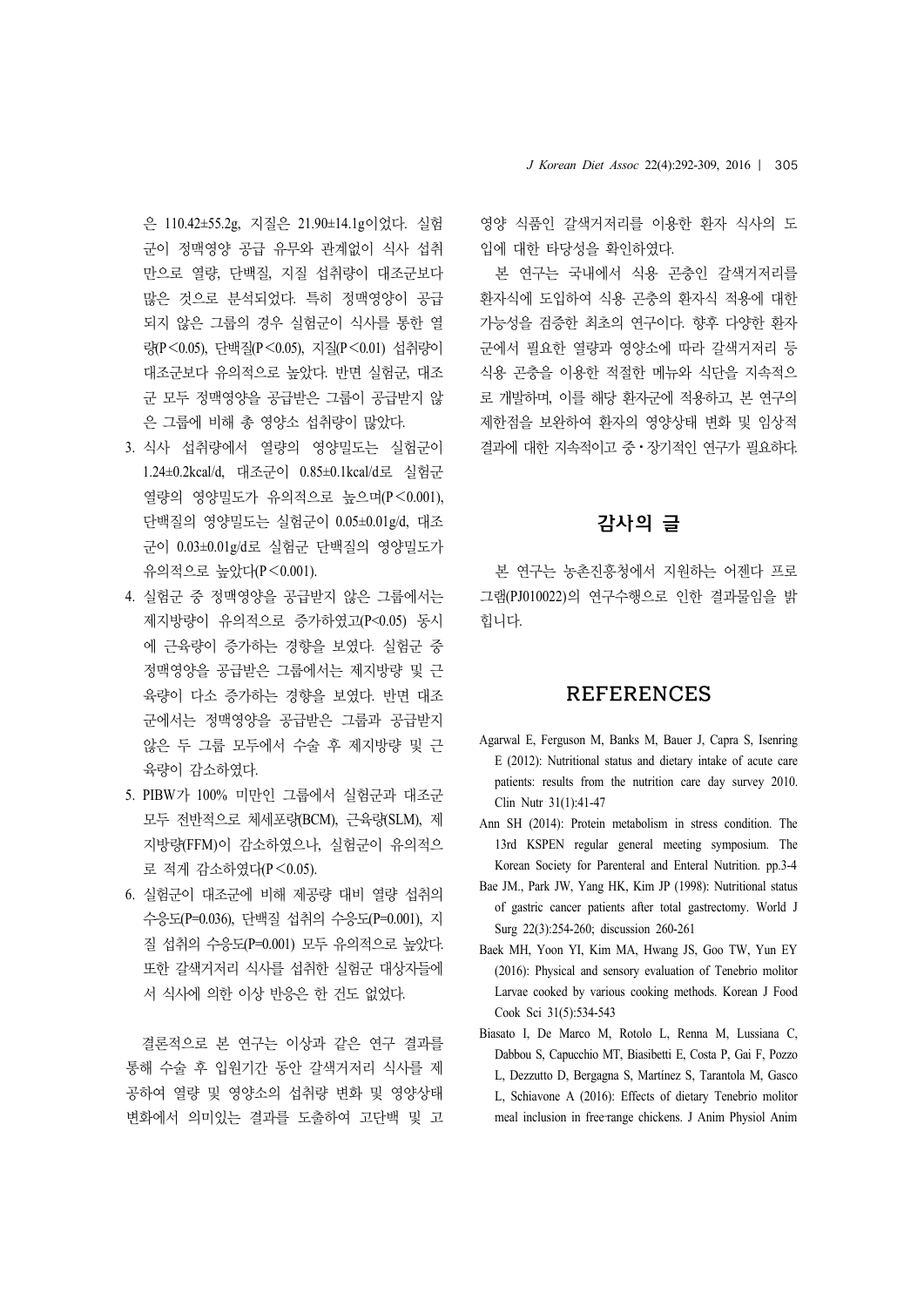은 110.42±55.2g, 지질은 21.90±14.1g이었다. 실험군이 정맥영양 공급 유무와 관계없이 식사 섭취만으로 열량, 단백질, 지질 섭취량이 대조군보다 많은 것으로 분석되었다. 특히 정맥영양이 공급되지 않은 그룹의 경우 실험군이 식사를 통한 열량($P<0.05$), 단백질($P<0.05$), 지질($P<0.01$) 섭취량이 대조군보다 유의적으로 높았다. 반면 실험군, 대조군 모두 정맥영양을 공급받은 그룹이 공급받지 않은 그룹에 비해 총 영양소 섭취량이 많았다.

3. 식사 섭취량에서 열량의 영양밀도는 실험군이 1.24±0.2kcal/d, 대조군이 0.85±0.1kcal/d로 실험군 열량의 영양밀도가 유의적으로 높으며($P<0.001$), 단백질의 영양밀도는 실험군이 0.05±0.01g/d, 대조군이 0.03±0.01g/d로 실험군 단백질의 영양밀도가 유의적으로 높았다($P<0.001$).
4. 실험군 중 정맥영양을 공급받지 않은 그룹에서는 제지방량이 유의적으로 증가하였고($P<0.05$) 동시에 근육량이 증가하는 경향을 보였다. 실험군 중 정맥영양을 공급받은 그룹에서는 제지방량 및 근육량이 다소 증가하는 경향을 보였다. 반면 대조군에서는 정맥영양을 공급받은 그룹과 공급받지 않은 두 그룹 모두에서 수술 후 제지방량 및 근육량이 감소하였다.
5. PIBW가 100% 미만인 그룹에서 실험군과 대조군 모두 전반적으로 체세포량(BCM), 근육량(SLM), 제지방량(FFM)이 감소하였으나, 실험군이 유의적으로 적게 감소하였다($P<0.05$).
6. 실험군이 대조군에 비해 제공량 대비 열량 섭취의 수응도($P=0.036$), 단백질 섭취의 수응도($P=0.001$), 지질 섭취의 수응도($P=0.001$) 모두 유의적으로 높았다. 또한 갈색거저리 식사를 섭취한 실험군 대상자들에서 식사에 의한 이상 반응은 한 건도 없었다.

결론적으로 본 연구는 이상과 같은 연구 결과를 통해 수술 후 입원기간 동안 갈색거저리 식사를 제공하여 열량 및 영양소의 섭취량 변화 및 영양상태 변화에서 의미있는 결과를 도출하여 고단백 및 고영양 식품인 갈색거저리를 이용한 환자 식사의 도입에 대한 타당성을 확인하였다.

본 연구는 국내에서 식용 곤충인 갈색거저리를 환자식에 도입하여 식용 곤충의 환자식 적용에 대한 가능성을 검증한 최초의 연구이다. 향후 다양한 환자군에서 필요한 열량과 영양소에 따라 갈색거저리 등 식용 곤충을 이용한 적절한 메뉴와 식단을 지속적으로 개발하며, 이를 해당 환자군에 적용하고, 본 연구의 제한점을 보완하여 환자의 영양상태 변화 및 임상적 결과에 대한 지속적이고 중·장기적인 연구가 필요하다.

## 감사의 글

본 연구는 농촌진흥청에서 지원하는 어젠다 프로그램(PJ010022)의 연구수행으로 인한 결과물임을 밝힙니다.

## REFERENCES

Agarwal E, Ferguson M, Banks M, Bauer J, Capra S, Isenring E (2012): Nutritional status and dietary intake of acute care patients: results from the nutrition care day survey 2010. Clin Nutr 31(1):41-47

Ann SH (2014): Protein metabolism in stress condition. The 13rd KSPEN regular general meeting symposium. The Korean Society for Parenteral and Enteral Nutrition. pp.3-4

Bae JM., Park JW, Yang HK, Kim JP (1998): Nutritional status of gastric cancer patients after total gastrectomy. World J Surg 22(3):254-260; discussion 260-261

Baek MH, Yoon YI, Kim MA, Hwang JS, Goo TW, Yun EY (2016): Physical and sensory evaluation of Tenebrio molitor Larvae cooked by various cooking methods. Korean J Food Cook Sci 31(5):534-543

Biasato I, De Marco M, Rotolo L, Renna M, Lussiana C, Dabbou S, Capucchio MT, Biasibetti E, Costa P, Gai F, Pozzo L, Dezzutto D, Bergagna S, Martínez S, Tarantola M, Gasco L, Schiavone A (2016): Effects of dietary Tenebrio molitor meal inclusion in free-range chickens. J Anim Physiol Anim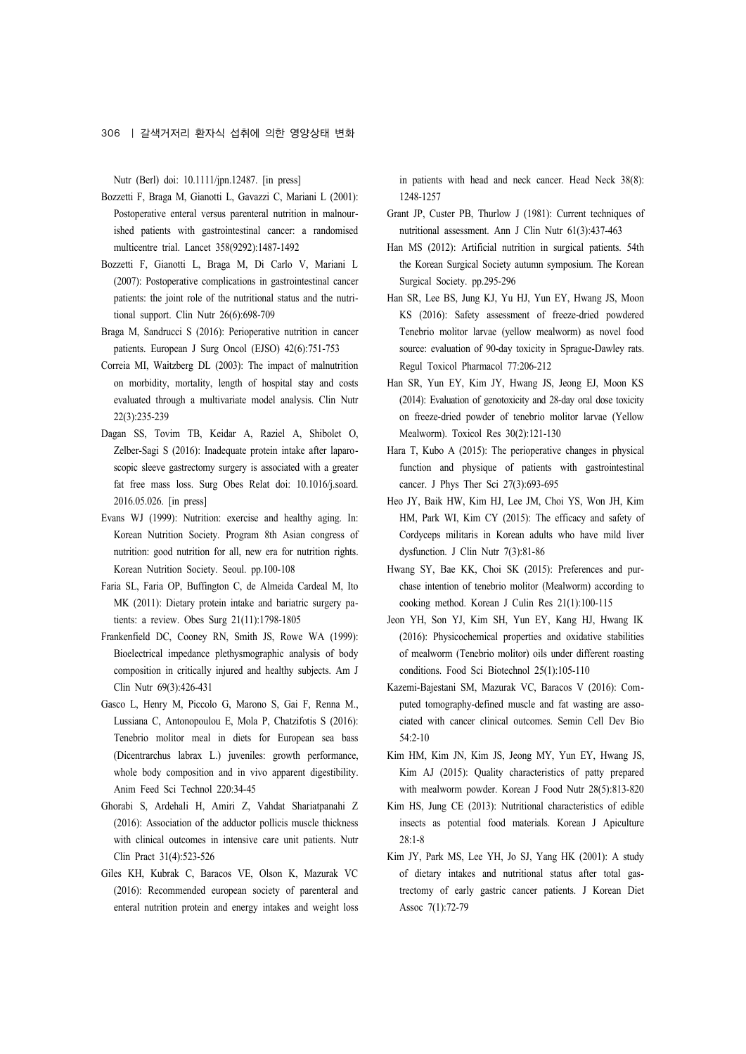Nutr (Berl) doi: 10.1111/jpn.12487. [in press]

Bozzetti F, Braga M, Gianotti L, Gavazzi C, Mariani L (2001): Postoperative enteral versus parenteral nutrition in malnourished patients with gastrointestinal cancer: a randomised multicentre trial. Lancet 358(9292):1487-1492

Bozzetti F, Gianotti L, Braga M, Di Carlo V, Mariani L (2007): Postoperative complications in gastrointestinal cancer patients: the joint role of the nutritional status and the nutritional support. Clin Nutr 26(6):698-709

Braga M, Sandrucci S (2016): Perioperative nutrition in cancer patients. European J Surg Oncol (EJSO) 42(6):751-753

Correia MI, Waitzberg DL (2003): The impact of malnutrition on morbidity, mortality, length of hospital stay and costs evaluated through a multivariate model analysis. Clin Nutr 22(3):235-239

Dagan SS, Tovim TB, Keidar A, Raziel A, Shibolet O, Zelber-Sagi S (2016): Inadequate protein intake after laparoscopic sleeve gastrectomy surgery is associated with a greater fat free mass loss. Surg Obes Relat doi: 10.1016/j.soard.2016.05.026. [in press]

Evans WJ (1999): Nutrition: exercise and healthy aging. In: Korean Nutrition Society. Program 8th Asian congress of nutrition: good nutrition for all, new era for nutrition rights. Korean Nutrition Society. Seoul. pp.100-108

Faria SL, Faria OP, Buffington C, de Almeida Cardeal M, Ito MK (2011): Dietary protein intake and bariatric surgery patients: a review. Obes Surg 21(11):1798-1805

Frankenfield DC, Cooney RN, Smith JS, Rowe WA (1999): Bioelectrical impedance plethysmographic analysis of body composition in critically injured and healthy subjects. Am J Clin Nutr 69(3):426-431

Gasco L, Henry M, Piccolo G, Marono S, Gai F, Renna M., Lussiana C, Antonopoulou E, Mola P, Chatzifotis S (2016): Tenebrio molitor meal in diets for European sea bass (Dicentrarchus labrax L.) juveniles: growth performance, whole body composition and in vivo apparent digestibility. Anim Feed Sci Technol 220:34-45

Ghorabi S, Ardehali H, Amiri Z, Vahdat Shariatpanahi Z (2016): Association of the adductor pollicis muscle thickness with clinical outcomes in intensive care unit patients. Nutr Clin Pract 31(4):523-526

Giles KH, Kubrak C, Baracos VE, Olson K, Mazurak VC (2016): Recommended european society of parenteral and enteral nutrition protein and energy intakes and weight loss in patients with head and neck cancer. Head Neck 38(8):1248-1257

Grant JP, Custer PB, Thurlow J (1981): Current techniques of nutritional assessment. Ann J Clin Nutr 61(3):437-463

Han MS (2012): Artificial nutrition in surgical patients. 54th the Korean Surgical Society autumn symposium. The Korean Surgical Society. pp.295-296

Han SR, Lee BS, Jung KJ, Yu HJ, Yun EY, Hwang JS, Moon KS (2016): Safety assessment of freeze-dried powdered Tenebrio molitor larvae (yellow mealworm) as novel food source: evaluation of 90-day toxicity in Sprague-Dawley rats. Regul Toxicol Pharmacol 77:206-212

Han SR, Yun EY, Kim JY, Hwang JS, Jeong EJ, Moon KS (2014): Evaluation of genotoxicity and 28-day oral dose toxicity on freeze-dried powder of tenebrio molitor larvae (Yellow Mealworm). Toxicol Res 30(2):121-130

Hara T, Kubo A (2015): The perioperative changes in physical function and physique of patients with gastrointestinal cancer. J Phys Ther Sci 27(3):693-695

Heo JY, Baik HW, Kim HJ, Lee JM, Choi YS, Won JH, Kim HM, Park WI, Kim CY (2015): The efficacy and safety of Cordyceps militaris in Korean adults who have mild liver dysfunction. J Clin Nutr 7(3):81-86

Hwang SY, Bae KK, Choi SK (2015): Preferences and purchase intention of tenebrio molitor (Mealworm) according to cooking method. Korean J Culin Res 21(1):100-115

Jeon YH, Son YJ, Kim SH, Yun EY, Kang HJ, Hwang IK (2016): Physicochemical properties and oxidative stabilities of mealworm (Tenebrio molitor) oils under different roasting conditions. Food Sci Biotechnol 25(1):105-110

Kazemi-Bajestani SM, Mazurak VC, Baracos V (2016): Computed tomography-defined muscle and fat wasting are associated with cancer clinical outcomes. Semin Cell Dev Bio 54:2-10

Kim HM, Kim JN, Kim JS, Jeong MY, Yun EY, Hwang JS, Kim AJ (2015): Quality characteristics of patty prepared with mealworm powder. Korean J Food Nutr 28(5):813-820

Kim HS, Jung CE (2013): Nutritional characteristics of edible insects as potential food materials. Korean J Apiculture 28:1-8

Kim JY, Park MS, Lee YH, Jo SJ, Yang HK (2001): A study of dietary intakes and nutritional status after total gastrectomy of early gastric cancer patients. J Korean Diet Assoc 7(1):72-79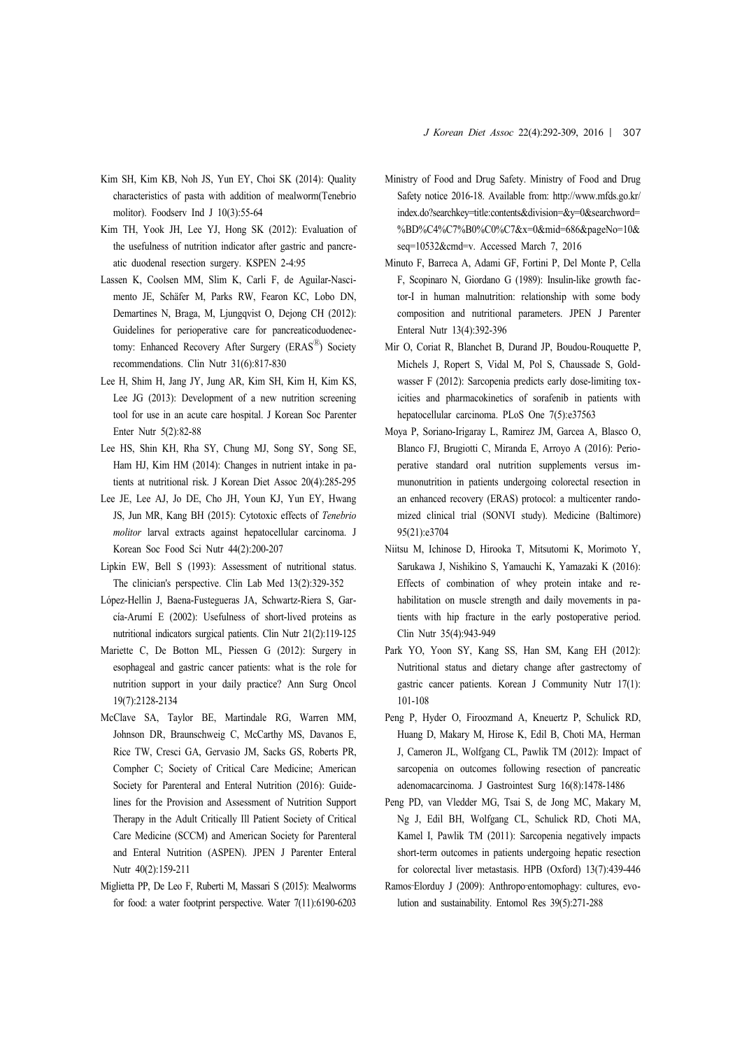Kim SH, Kim KB, Noh JS, Yun EY, Choi SK (2014): Quality characteristics of pasta with addition of mealworm(Tenebrio molitor). Foodserv Ind J 10(3):55-64

Kim TH, Yook JH, Lee YJ, Hong SK (2012): Evaluation of the usefulness of nutrition indicator after gastric and pancreatic duodenal resection surgery. KSPEN 2-4:95

Lassen K, Coolsen MM, Slim K, Carli F, de Aguilar-Nascimento JE, Schäfer M, Parks RW, Fearon KC, Lobo DN, Demartines N, Braga, M, Ljungqvist O, Dejong CH (2012): Guidelines for perioperative care for pancreaticoduodenectomy: Enhanced Recovery After Surgery (ERAS®) Society recommendations. Clin Nutr 31(6):817-830

Lee H, Shim H, Jang JY, Jung AR, Kim SH, Kim H, Kim KS, Lee JG (2013): Development of a new nutrition screening tool for use in an acute care hospital. J Korean Soc Parenter Enter Nutr 5(2):82-88

Lee HS, Shin KH, Rha SY, Chung MJ, Song SY, Song SE, Ham HJ, Kim HM (2014): Changes in nutrient intake in patients at nutritional risk. J Korean Diet Assoc 20(4):285-295

Lee JE, Lee AJ, Jo DE, Cho JH, Youn KJ, Yun EY, Hwang JS, Jun MR, Kang BH (2015): Cytotoxic effects of *Tenebrio molitor* larval extracts against hepatocellular carcinoma. J Korean Soc Food Sci Nutr 44(2):200-207

Lipkin EW, Bell S (1993): Assessment of nutritional status. The clinician's perspective. Clin Lab Med 13(2):329-352

López-Hellin J, Baena-Fustegueras JA, Schwartz-Riera S, García-Arumí E (2002): Usefulness of short-lived proteins as nutritional indicators surgical patients. Clin Nutr 21(2):119-125

Mariette C, De Botton ML, Piessen G (2012): Surgery in esophageal and gastric cancer patients: what is the role for nutrition support in your daily practice? Ann Surg Oncol 19(7):2128-2134

McClave SA, Taylor BE, Martindale RG, Warren MM, Johnson DR, Braunschweig C, McCarthy MS, Davanos E, Rice TW, Cresci GA, Gervasio JM, Sacks GS, Roberts PR, Compher C; Society of Critical Care Medicine; American Society for Parenteral and Enteral Nutrition (2016): Guidelines for the Provision and Assessment of Nutrition Support Therapy in the Adult Critically Ill Patient Society of Critical Care Medicine (SCCM) and American Society for Parenteral and Enteral Nutrition (ASPEN). JPEN J Parenter Enteral Nutr 40(2):159-211

Miglietta PP, De Leo F, Ruberti M, Massari S (2015): Mealworms for food: a water footprint perspective. Water 7(11):6190-6203

Ministry of Food and Drug Safety. Ministry of Food and Drug Safety notice 2016-18. Available from: http://www.mfds.go.kr/index.do?searchkey=title:contents&division=&y=0&searchword=%BD%C4%C7%B0%C0%C7&x=0&mid=686&pageNo=10&seq=10532&cmd=v. Accessed March 7, 2016

Minuto F, Barreca A, Adami GF, Fortini P, Del Monte P, Cella F, Scopinaro N, Giordano G (1989): Insulin-like growth factor-I in human malnutrition: relationship with some body composition and nutritional parameters. JPEN J Parenter Enteral Nutr 13(4):392-396

Mir O, Coriat R, Blanchet B, Durand JP, Boudou-Rouquette P, Michels J, Ropert S, Vidal M, Pol S, Chaussade S, Goldwasser F (2012): Sarcopenia predicts early dose-limiting toxicities and pharmacokinetics of sorafenib in patients with hepatocellular carcinoma. PLoS One 7(5):e37563

Moya P, Soriano-Irigaray L, Ramirez JM, Garcea A, Blasco O, Blanco FJ, Brugiotti C, Miranda E, Arroyo A (2016): Perioperative standard oral nutrition supplements versus immunonutrition in patients undergoing colorectal resection in an enhanced recovery (ERAS) protocol: a multicenter randomized clinical trial (SONVI study). Medicine (Baltimore) 95(21):e3704

Niitsu M, Ichinose D, Hirooka T, Mitsutomi K, Morimoto Y, Sarukawa J, Nishikino S, Yamauchi K, Yamazaki K (2016): Effects of combination of whey protein intake and rehabilitation on muscle strength and daily movements in patients with hip fracture in the early postoperative period. Clin Nutr 35(4):943-949

Park YO, Yoon SY, Kang SS, Han SM, Kang EH (2012): Nutritional status and dietary change after gastrectomy of gastric cancer patients. Korean J Community Nutr 17(1):101-108

Peng P, Hyder O, Firoozmand A, Kneuertz P, Schulick RD, Huang D, Makary M, Hirose K, Edil B, Choti MA, Herman J, Cameron JL, Wolfgang CL, Pawlik TM (2012): Impact of sarcopenia on outcomes following resection of pancreatic adenomacarcinoma. J Gastrointest Surg 16(8):1478-1486

Peng PD, van Vledder MG, Tsai S, de Jong MC, Makary M, Ng J, Edil BH, Wolfgang CL, Schulick RD, Choti MA, Kamel I, Pawlik TM (2011): Sarcopenia negatively impacts short-term outcomes in patients undergoing hepatic resection for colorectal liver metastasis. HPB (Oxford) 13(7):439-446

Ramos-Elorduy J (2009): Anthropo-entomophagy: cultures, evolution and sustainability. Entomol Res 39(5):271-288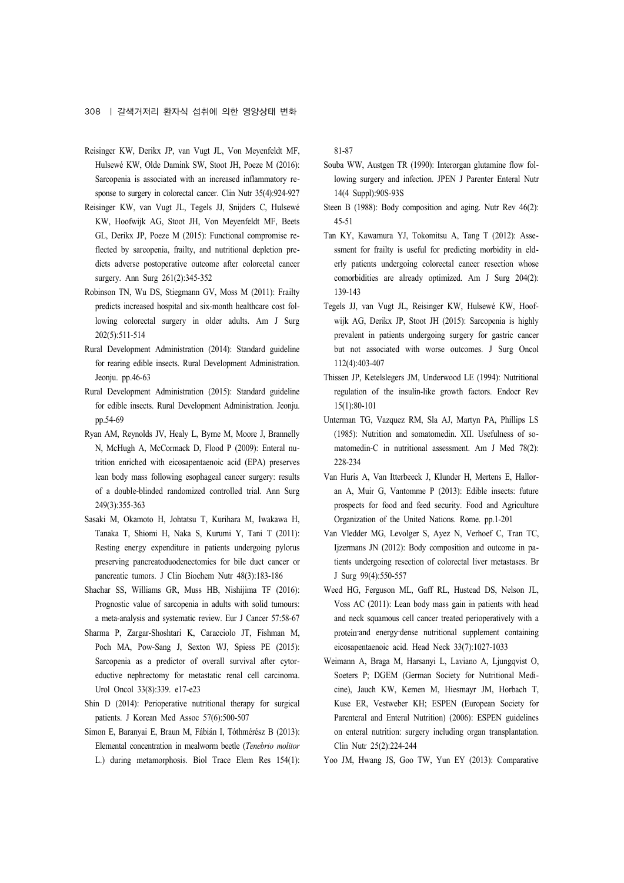Reisinger KW, Derikx JP, van Vugt JL, Von Meyenfeldt MF, Hulsewé KW, Olde Damink SW, Stoot JH, Poeze M (2016): Sarcopenia is associated with an increased inflammatory response to surgery in colorectal cancer. Clin Nutr 35(4):924-927

Reisinger KW, van Vugt JL, Tegels JJ, Snijders C, Hulsewé KW, Hoofwijk AG, Stoot JH, Von Meyenfeldt MF, Beets GL, Derikx JP, Poeze M (2015): Functional compromise reflected by sarcopenia, frailty, and nutritional depletion predicts adverse postoperative outcome after colorectal cancer surgery. Ann Surg 261(2):345-352

Robinson TN, Wu DS, Stiegmann GV, Moss M (2011): Frailty predicts increased hospital and six-month healthcare cost following colorectal surgery in older adults. Am J Surg 202(5):511-514

Rural Development Administration (2014): Standard guideline for rearing edible insects. Rural Development Administration. Jeonju. pp.46-63

Rural Development Administration (2015): Standard guideline for edible insects. Rural Development Administration. Jeonju. pp.54-69

Ryan AM, Reynolds JV, Healy L, Byrne M, Moore J, Brannelly N, McHugh A, McCormack D, Flood P (2009): Enteral nutrition enriched with eicosapentaenoic acid (EPA) preserves lean body mass following esophageal cancer surgery: results of a double-blinded randomized controlled trial. Ann Surg 249(3):355-363

Sasaki M, Okamoto H, Johtatsu T, Kurihara M, Iwakawa H, Tanaka T, Shiomi H, Naka S, Kurumi Y, Tani T (2011): Resting energy expenditure in patients undergoing pylorus preserving pancreatoduodenectomies for bile duct cancer or pancreatic tumors. J Clin Biochem Nutr 48(3):183-186

Shachar SS, Williams GR, Muss HB, Nishijima TF (2016): Prognostic value of sarcopenia in adults with solid tumours: a meta-analysis and systematic review. Eur J Cancer 57:58-67

Sharma P, Zargar-Shoshtari K, Caracciolo JT, Fishman M, Poch MA, Pow-Sang J, Sexton WJ, Spiess PE (2015): Sarcopenia as a predictor of overall survival after cytoreductive nephrectomy for metastatic renal cell carcinoma. Urol Oncol 33(8):339. e17-e23

Shin D (2014): Perioperative nutritional therapy for surgical patients. J Korean Med Assoc 57(6):500-507

Simon E, Baranyai E, Braun M, Fábián I, Tóthmérész B (2013): Elemental concentration in mealworm beetle (*Tenebrio molitor* L.) during metamorphosis. Biol Trace Elem Res 154(1): 81-87

Souba WW, Austgen TR (1990): Interorgan glutamine flow following surgery and infection. JPEN J Parenter Enteral Nutr 14(4 Suppl):90S-93S

Steen B (1988): Body composition and aging. Nutr Rev 46(2): 45-51

Tan KY, Kawamura YJ, Tokomitsu A, Tang T (2012): Assessment for frailty is useful for predicting morbidity in elderly patients undergoing colorectal cancer resection whose comorbidities are already optimized. Am J Surg 204(2): 139-143

Tegels JJ, van Vugt JL, Reisinger KW, Hulsewé KW, Hoofwijk AG, Derikx JP, Stoot JH (2015): Sarcopenia is highly prevalent in patients undergoing surgery for gastric cancer but not associated with worse outcomes. J Surg Oncol 112(4):403-407

Thissen JP, Ketelslegers JM, Underwood LE (1994): Nutritional regulation of the insulin-like growth factors. Endocr Rev 15(1):80-101

Unterman TG, Vazquez RM, Sla AJ, Martyn PA, Phillips LS (1985): Nutrition and somatomedin. XII. Usefulness of somatomedin-C in nutritional assessment. Am J Med 78(2): 228-234

Van Huris A, Van Itterbeeck J, Klunder H, Mertens E, Halloran A, Muir G, Vantomme P (2013): Edible insects: future prospects for food and feed security. Food and Agriculture Organization of the United Nations. Rome. pp.1-201

Van Vledder MG, Levolger S, Ayez N, Verhoef C, Tran TC, Ijzermans JN (2012): Body composition and outcome in patients undergoing resection of colorectal liver metastases. Br J Surg 99(4):550-557

Weed HG, Ferguson ML, Gaff RL, Hustead DS, Nelson JL, Voss AC (2011): Lean body mass gain in patients with head and neck squamous cell cancer treated perioperatively with a protein-and energy-dense nutritional supplement containing eicosapentaenoic acid. Head Neck 33(7):1027-1033

Weimann A, Braga M, Harsanyi L, Laviano A, Ljungqvist O, Soeters P; DGEM (German Society for Nutritional Medicine), Jauch KW, Kemen M, Hiesmayr JM, Horbach T, Kuse ER, Vestweber KH; ESPEN (European Society for Parenteral and Enteral Nutrition) (2006): ESPEN guidelines on enteral nutrition: surgery including organ transplantation. Clin Nutr 25(2):224-244

Yoo JM, Hwang JS, Goo TW, Yun EY (2013): Comparative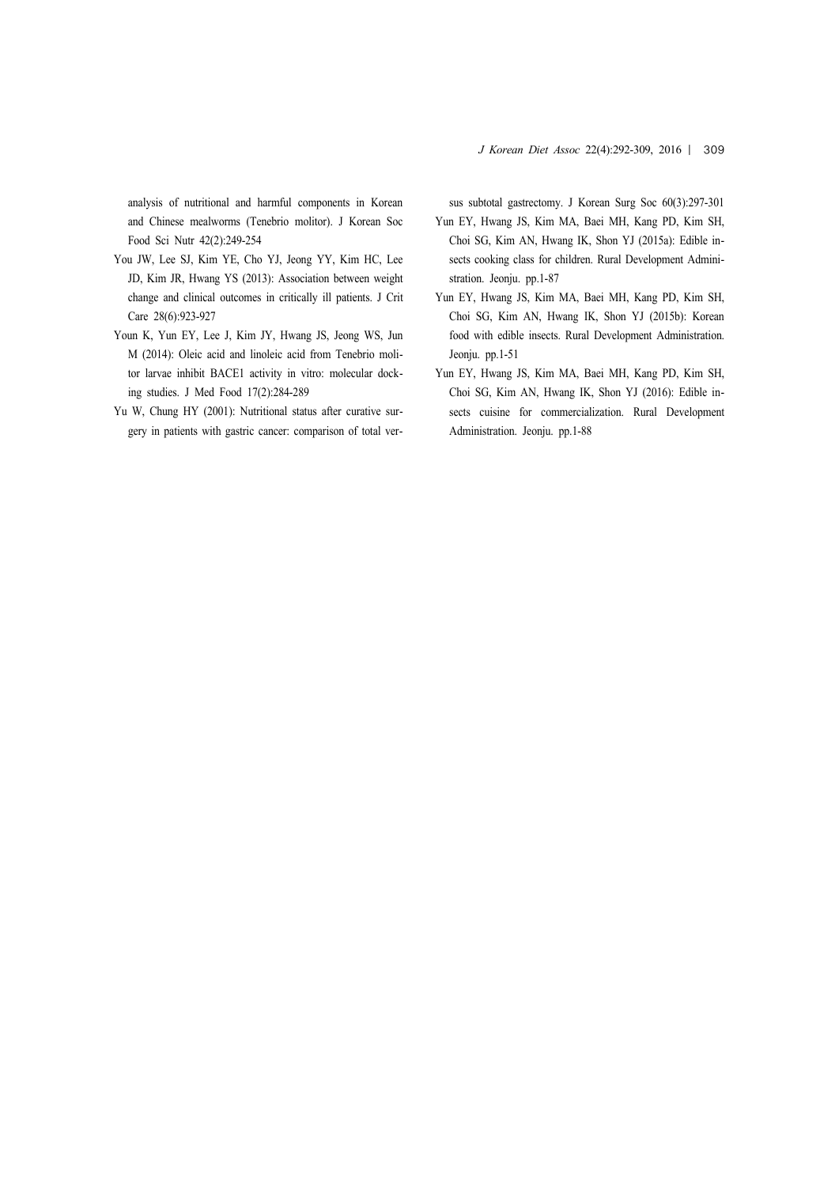analysis of nutritional and harmful components in Korean and Chinese mealworms (Tenebrio molitor). J Korean Soc Food Sci Nutr 42(2):249-254

You JW, Lee SJ, Kim YE, Cho YJ, Jeong YY, Kim HC, Lee JD, Kim JR, Hwang YS (2013): Association between weight change and clinical outcomes in critically ill patients. J Crit Care 28(6):923-927

Youn K, Yun EY, Lee J, Kim JY, Hwang JS, Jeong WS, Jun M (2014): Oleic acid and linoleic acid from Tenebrio molitor larvae inhibit BACE1 activity in vitro: molecular docking studies. J Med Food 17(2):284-289

Yu W, Chung HY (2001): Nutritional status after curative surgery in patients with gastric cancer: comparison of total versus subtotal gastrectomy. J Korean Surg Soc 60(3):297-301

Yun EY, Hwang JS, Kim MA, Baei MH, Kang PD, Kim SH, Choi SG, Kim AN, Hwang IK, Shon YJ (2015a): Edible insects cooking class for children. Rural Development Administration. Jeonju. pp.1-87

Yun EY, Hwang JS, Kim MA, Baei MH, Kang PD, Kim SH, Choi SG, Kim AN, Hwang IK, Shon YJ (2015b): Korean food with edible insects. Rural Development Administration. Jeonju. pp.1-51

Yun EY, Hwang JS, Kim MA, Baei MH, Kang PD, Kim SH, Choi SG, Kim AN, Hwang IK, Shon YJ (2016): Edible insects cuisine for commercialization. Rural Development Administration. Jeonju. pp.1-88